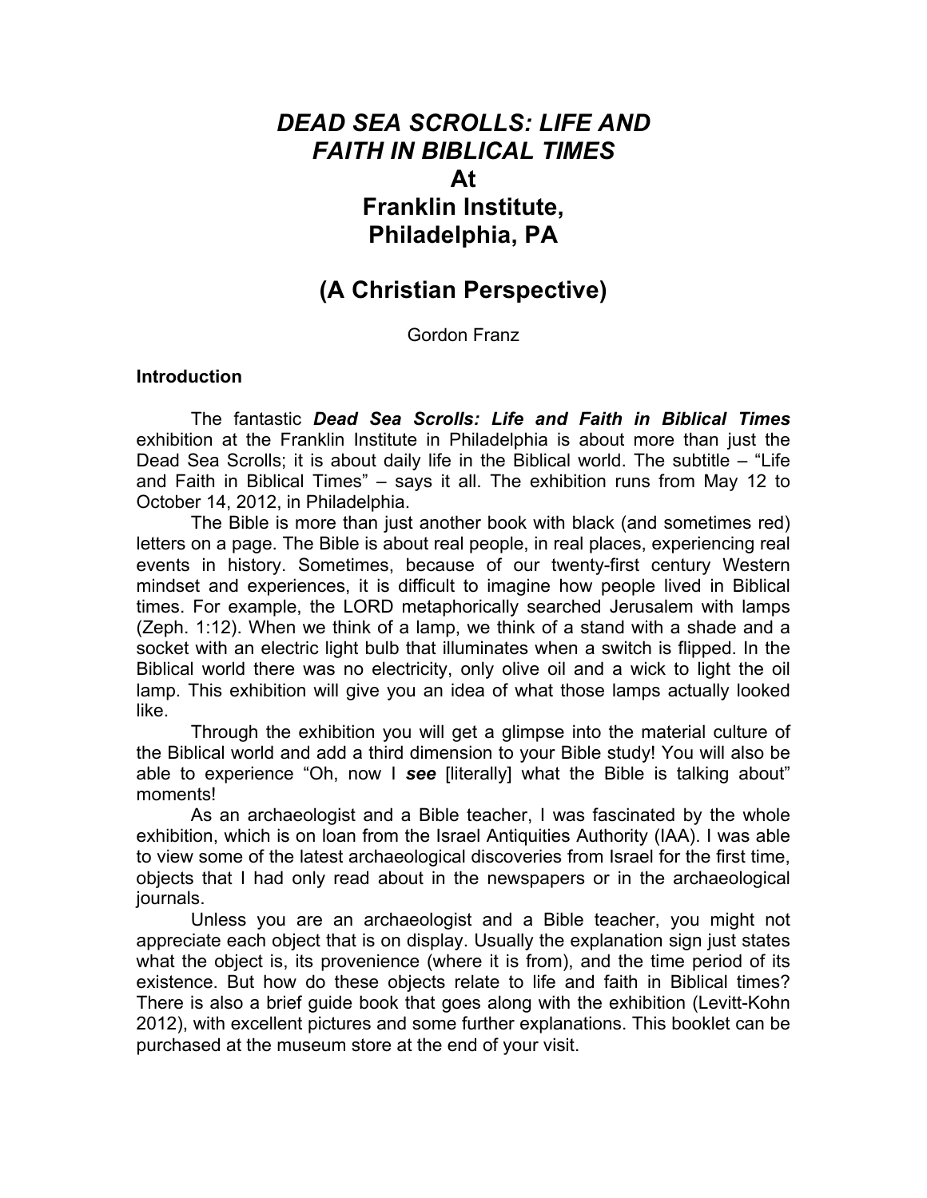# *DEAD SEA SCROLLS: LIFE AND FAITH IN BIBLICAL TIMES* At Franklin Institute, Philadelphia, PA

## (A Christian Perspective)

Gordon Franz

**Introduction**

The fantastic ***Dead Sea Scrolls: Life and Faith in Biblical Times*** exhibition at the Franklin Institute in Philadelphia is about more than just the Dead Sea Scrolls; it is about daily life in the Biblical world. The subtitle – "Life and Faith in Biblical Times" – says it all. The exhibition runs from May 12 to October 14, 2012, in Philadelphia.

The Bible is more than just another book with black (and sometimes red) letters on a page. The Bible is about real people, in real places, experiencing real events in history. Sometimes, because of our twenty-first century Western mindset and experiences, it is difficult to imagine how people lived in Biblical times. For example, the LORD metaphorically searched Jerusalem with lamps (Zeph. 1:12). When we think of a lamp, we think of a stand with a shade and a socket with an electric light bulb that illuminates when a switch is flipped. In the Biblical world there was no electricity, only olive oil and a wick to light the oil lamp. This exhibition will give you an idea of what those lamps actually looked like.

Through the exhibition you will get a glimpse into the material culture of the Biblical world and add a third dimension to your Bible study! You will also be able to experience "Oh, now I ***see*** [literally] what the Bible is talking about" moments!

As an archaeologist and a Bible teacher, I was fascinated by the whole exhibition, which is on loan from the Israel Antiquities Authority (IAA). I was able to view some of the latest archaeological discoveries from Israel for the first time, objects that I had only read about in the newspapers or in the archaeological journals.

Unless you are an archaeologist and a Bible teacher, you might not appreciate each object that is on display. Usually the explanation sign just states what the object is, its provenience (where it is from), and the time period of its existence. But how do these objects relate to life and faith in Biblical times? There is also a brief guide book that goes along with the exhibition (Levitt-Kohn 2012), with excellent pictures and some further explanations. This booklet can be purchased at the museum store at the end of your visit.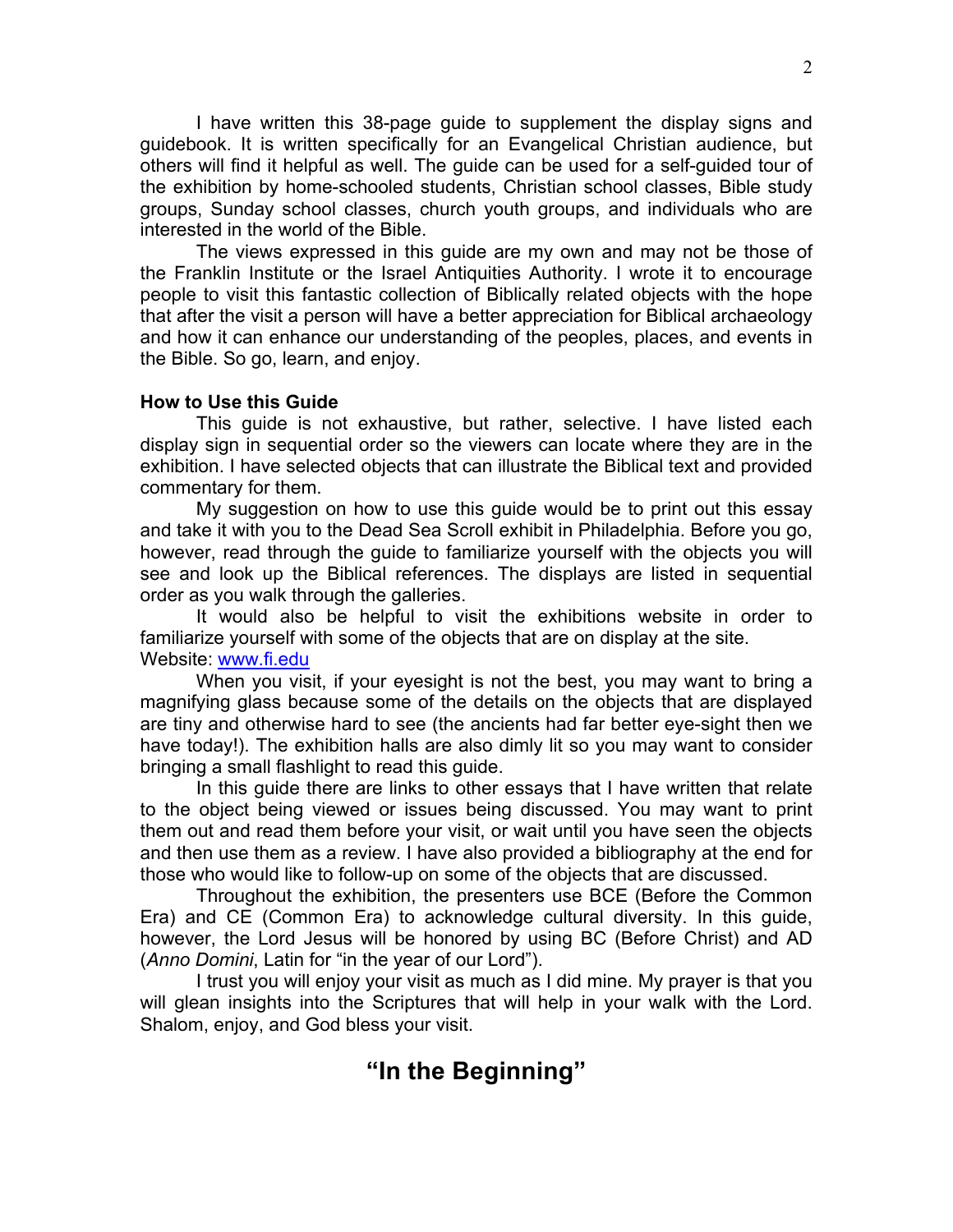I have written this 38-page guide to supplement the display signs and guidebook. It is written specifically for an Evangelical Christian audience, but others will find it helpful as well. The guide can be used for a self-guided tour of the exhibition by home-schooled students, Christian school classes, Bible study groups, Sunday school classes, church youth groups, and individuals who are interested in the world of the Bible.

The views expressed in this guide are my own and may not be those of the Franklin Institute or the Israel Antiquities Authority. I wrote it to encourage people to visit this fantastic collection of Biblically related objects with the hope that after the visit a person will have a better appreciation for Biblical archaeology and how it can enhance our understanding of the peoples, places, and events in the Bible. So go, learn, and enjoy.

**How to Use this Guide**

This guide is not exhaustive, but rather, selective. I have listed each display sign in sequential order so the viewers can locate where they are in the exhibition. I have selected objects that can illustrate the Biblical text and provided commentary for them.

My suggestion on how to use this guide would be to print out this essay and take it with you to the Dead Sea Scroll exhibit in Philadelphia. Before you go, however, read through the guide to familiarize yourself with the objects you will see and look up the Biblical references. The displays are listed in sequential order as you walk through the galleries.

It would also be helpful to visit the exhibitions website in order to familiarize yourself with some of the objects that are on display at the site. Website: [www.fi.edu](http://www.fi.edu)

When you visit, if your eyesight is not the best, you may want to bring a magnifying glass because some of the details on the objects that are displayed are tiny and otherwise hard to see (the ancients had far better eye-sight then we have today!). The exhibition halls are also dimly lit so you may want to consider bringing a small flashlight to read this guide.

In this guide there are links to other essays that I have written that relate to the object being viewed or issues being discussed. You may want to print them out and read them before your visit, or wait until you have seen the objects and then use them as a review. I have also provided a bibliography at the end for those who would like to follow-up on some of the objects that are discussed.

Throughout the exhibition, the presenters use BCE (Before the Common Era) and CE (Common Era) to acknowledge cultural diversity. In this guide, however, the Lord Jesus will be honored by using BC (Before Christ) and AD (*Anno Domini*, Latin for "in the year of our Lord").

I trust you will enjoy your visit as much as I did mine. My prayer is that you will glean insights into the Scriptures that will help in your walk with the Lord. Shalom, enjoy, and God bless your visit.

## "In the Beginning"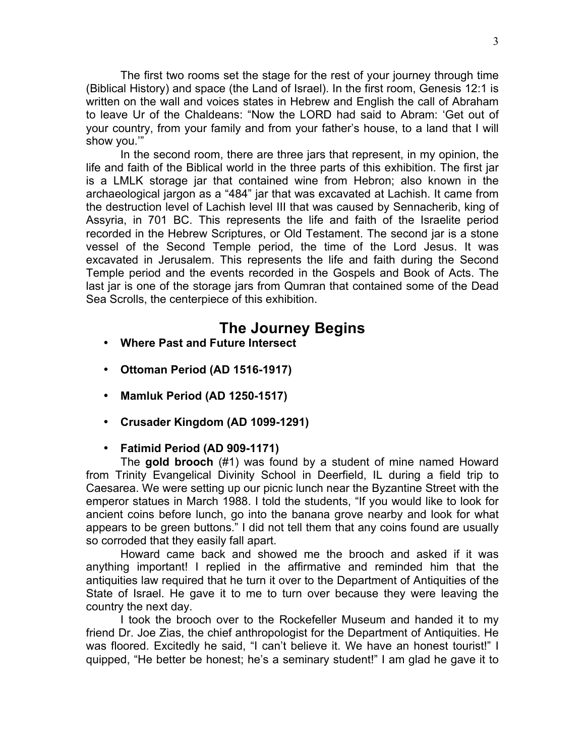The first two rooms set the stage for the rest of your journey through time (Biblical History) and space (the Land of Israel). In the first room, Genesis 12:1 is written on the wall and voices states in Hebrew and English the call of Abraham to leave Ur of the Chaldeans: "Now the LORD had said to Abram: 'Get out of your country, from your family and from your father's house, to a land that I will show you.'"

In the second room, there are three jars that represent, in my opinion, the life and faith of the Biblical world in the three parts of this exhibition. The first jar is a LMLK storage jar that contained wine from Hebron; also known in the archaeological jargon as a "484" jar that was excavated at Lachish. It came from the destruction level of Lachish level III that was caused by Sennacherib, king of Assyria, in 701 BC. This represents the life and faith of the Israelite period recorded in the Hebrew Scriptures, or Old Testament. The second jar is a stone vessel of the Second Temple period, the time of the Lord Jesus. It was excavated in Jerusalem. This represents the life and faith during the Second Temple period and the events recorded in the Gospels and Book of Acts. The last jar is one of the storage jars from Qumran that contained some of the Dead Sea Scrolls, the centerpiece of this exhibition.

## The Journey Begins

- **Where Past and Future Intersect**
- **Ottoman Period (AD 1516-1917)**
- **Mamluk Period (AD 1250-1517)**
- **Crusader Kingdom (AD 1099-1291)**
- **Fatimid Period (AD 909-1171)**

The **gold brooch** (#1) was found by a student of mine named Howard from Trinity Evangelical Divinity School in Deerfield, IL during a field trip to Caesarea. We were setting up our picnic lunch near the Byzantine Street with the emperor statues in March 1988. I told the students, "If you would like to look for ancient coins before lunch, go into the banana grove nearby and look for what appears to be green buttons." I did not tell them that any coins found are usually so corroded that they easily fall apart.

Howard came back and showed me the brooch and asked if it was anything important! I replied in the affirmative and reminded him that the antiquities law required that he turn it over to the Department of Antiquities of the State of Israel. He gave it to me to turn over because they were leaving the country the next day.

I took the brooch over to the Rockefeller Museum and handed it to my friend Dr. Joe Zias, the chief anthropologist for the Department of Antiquities. He was floored. Excitedly he said, "I can't believe it. We have an honest tourist!" I quipped, "He better be honest; he's a seminary student!" I am glad he gave it to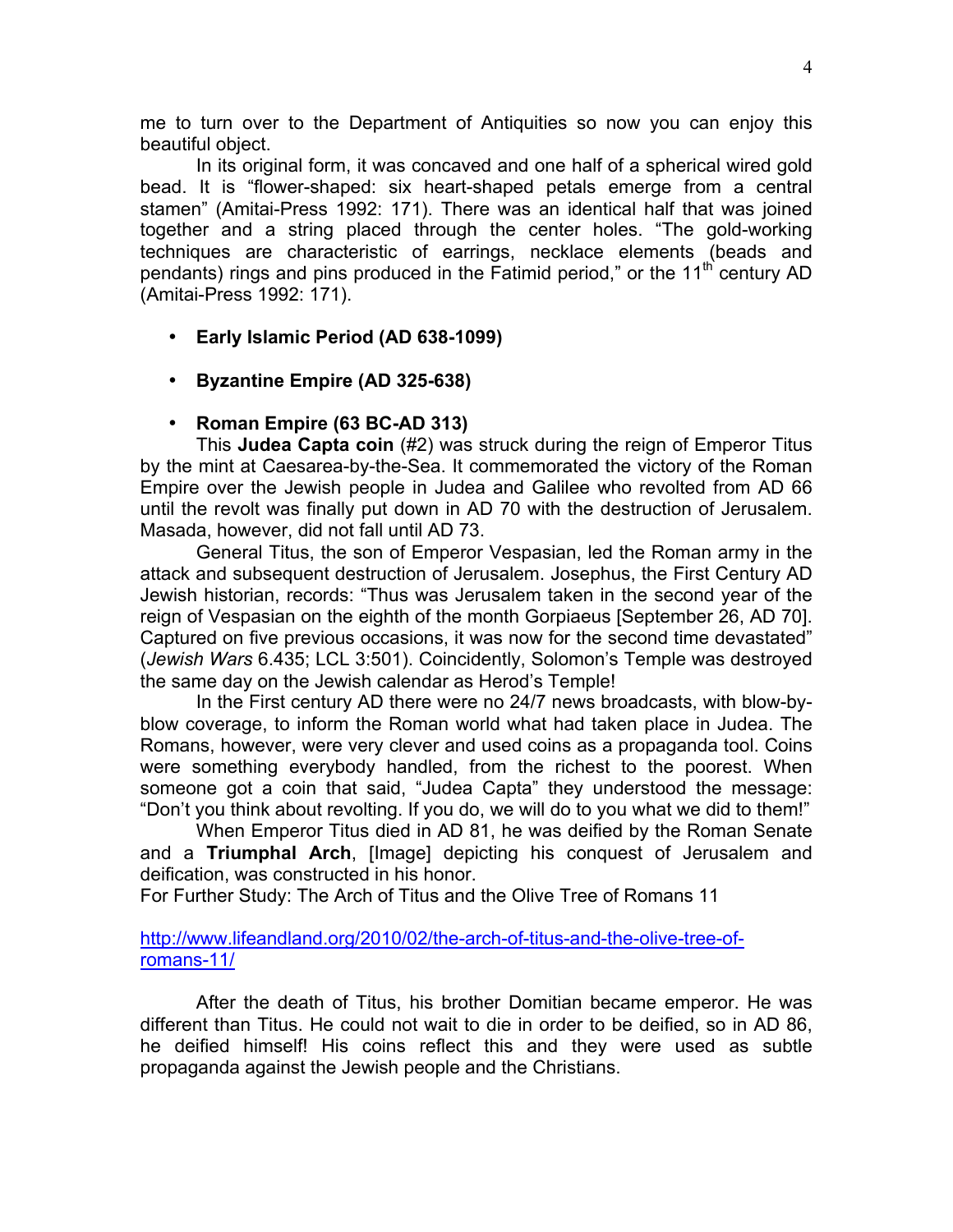me to turn over to the Department of Antiquities so now you can enjoy this beautiful object.

In its original form, it was concaved and one half of a spherical wired gold bead. It is "flower-shaped: six heart-shaped petals emerge from a central stamen" (Amitai-Press 1992: 171). There was an identical half that was joined together and a string placed through the center holes. "The gold-working techniques are characteristic of earrings, necklace elements (beads and pendants) rings and pins produced in the Fatimid period," or the 11th century AD (Amitai-Press 1992: 171).

- **Early Islamic Period (AD 638-1099)**

- **Byzantine Empire (AD 325-638)**

- **Roman Empire (63 BC-AD 313)**

This **Judea Capta coin** (#2) was struck during the reign of Emperor Titus by the mint at Caesarea-by-the-Sea. It commemorated the victory of the Roman Empire over the Jewish people in Judea and Galilee who revolted from AD 66 until the revolt was finally put down in AD 70 with the destruction of Jerusalem. Masada, however, did not fall until AD 73.

General Titus, the son of Emperor Vespasian, led the Roman army in the attack and subsequent destruction of Jerusalem. Josephus, the First Century AD Jewish historian, records: "Thus was Jerusalem taken in the second year of the reign of Vespasian on the eighth of the month Gorpiaeus [September 26, AD 70]. Captured on five previous occasions, it was now for the second time devastated" (*Jewish Wars* 6.435; LCL 3:501). Coincidently, Solomon's Temple was destroyed the same day on the Jewish calendar as Herod's Temple!

In the First century AD there were no 24/7 news broadcasts, with blow-by-blow coverage, to inform the Roman world what had taken place in Judea. The Romans, however, were very clever and used coins as a propaganda tool. Coins were something everybody handled, from the richest to the poorest. When someone got a coin that said, "Judea Capta" they understood the message: "Don't you think about revolting. If you do, we will do to you what we did to them!"

When Emperor Titus died in AD 81, he was deified by the Roman Senate and a **Triumphal Arch**, [Image] depicting his conquest of Jerusalem and deification, was constructed in his honor.

For Further Study: The Arch of Titus and the Olive Tree of Romans 11

http://www.lifeandland.org/2010/02/the-arch-of-titus-and-the-olive-tree-of-romans-11/

After the death of Titus, his brother Domitian became emperor. He was different than Titus. He could not wait to die in order to be deified, so in AD 86, he deified himself! His coins reflect this and they were used as subtle propaganda against the Jewish people and the Christians.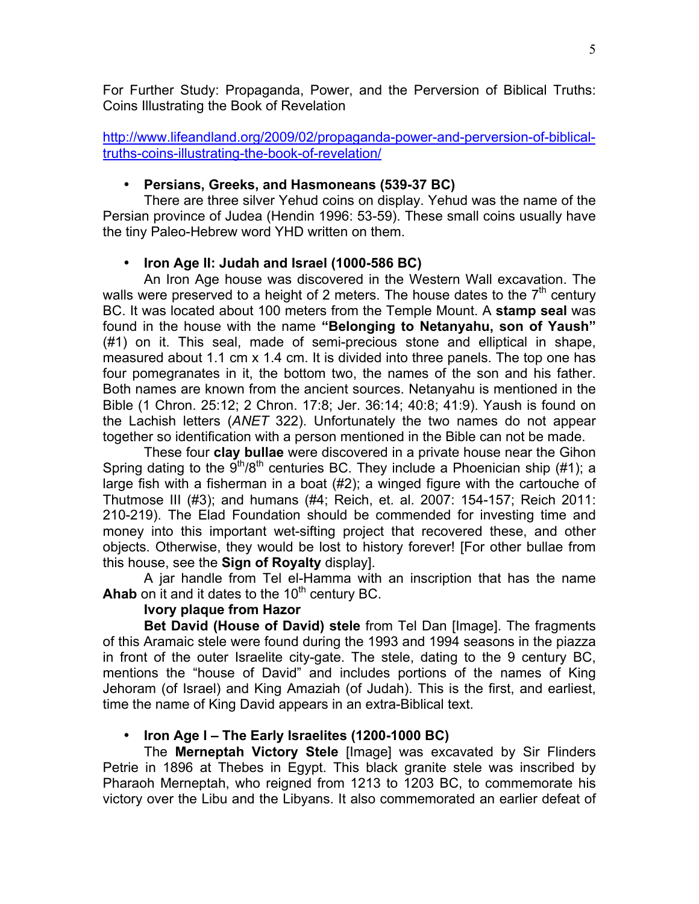For Further Study: Propaganda, Power, and the Perversion of Biblical Truths: Coins Illustrating the Book of Revelation

http://www.lifeandland.org/2009/02/propaganda-power-and-perversion-of-biblical-truths-coins-illustrating-the-book-of-revelation/

- **Persians, Greeks, and Hasmoneans (539-37 BC)**

There are three silver Yehud coins on display. Yehud was the name of the Persian province of Judea (Hendin 1996: 53-59). These small coins usually have the tiny Paleo-Hebrew word YHD written on them.

- **Iron Age II: Judah and Israel (1000-586 BC)**

An Iron Age house was discovered in the Western Wall excavation. The walls were preserved to a height of 2 meters. The house dates to the 7th century BC. It was located about 100 meters from the Temple Mount. A **stamp seal** was found in the house with the name **"Belonging to Netanyahu, son of Yaush"** (#1) on it. This seal, made of semi-precious stone and elliptical in shape, measured about 1.1 cm x 1.4 cm. It is divided into three panels. The top one has four pomegranates in it, the bottom two, the names of the son and his father. Both names are known from the ancient sources. Netanyahu is mentioned in the Bible (1 Chron. 25:12; 2 Chron. 17:8; Jer. 36:14; 40:8; 41:9). Yaush is found on the Lachish letters (*ANET* 322). Unfortunately the two names do not appear together so identification with a person mentioned in the Bible can not be made.

These four **clay bullae** were discovered in a private house near the Gihon Spring dating to the 9th/8th centuries BC. They include a Phoenician ship (#1); a large fish with a fisherman in a boat (#2); a winged figure with the cartouche of Thutmose III (#3); and humans (#4; Reich, et. al. 2007: 154-157; Reich 2011: 210-219). The Elad Foundation should be commended for investing time and money into this important wet-sifting project that recovered these, and other objects. Otherwise, they would be lost to history forever! [For other bullae from this house, see the **Sign of Royalty** display].

A jar handle from Tel el-Hamma with an inscription that has the name **Ahab** on it and it dates to the 10th century BC.

**Ivory plaque from Hazor**

**Bet David (House of David) stele** from Tel Dan [Image]. The fragments of this Aramaic stele were found during the 1993 and 1994 seasons in the piazza in front of the outer Israelite city-gate. The stele, dating to the 9 century BC, mentions the "house of David" and includes portions of the names of King Jehoram (of Israel) and King Amaziah (of Judah). This is the first, and earliest, time the name of King David appears in an extra-Biblical text.

- **Iron Age I – The Early Israelites (1200-1000 BC)**

The **Merneptah Victory Stele** [Image] was excavated by Sir Flinders Petrie in 1896 at Thebes in Egypt. This black granite stele was inscribed by Pharaoh Merneptah, who reigned from 1213 to 1203 BC, to commemorate his victory over the Libu and the Libyans. It also commemorated an earlier defeat of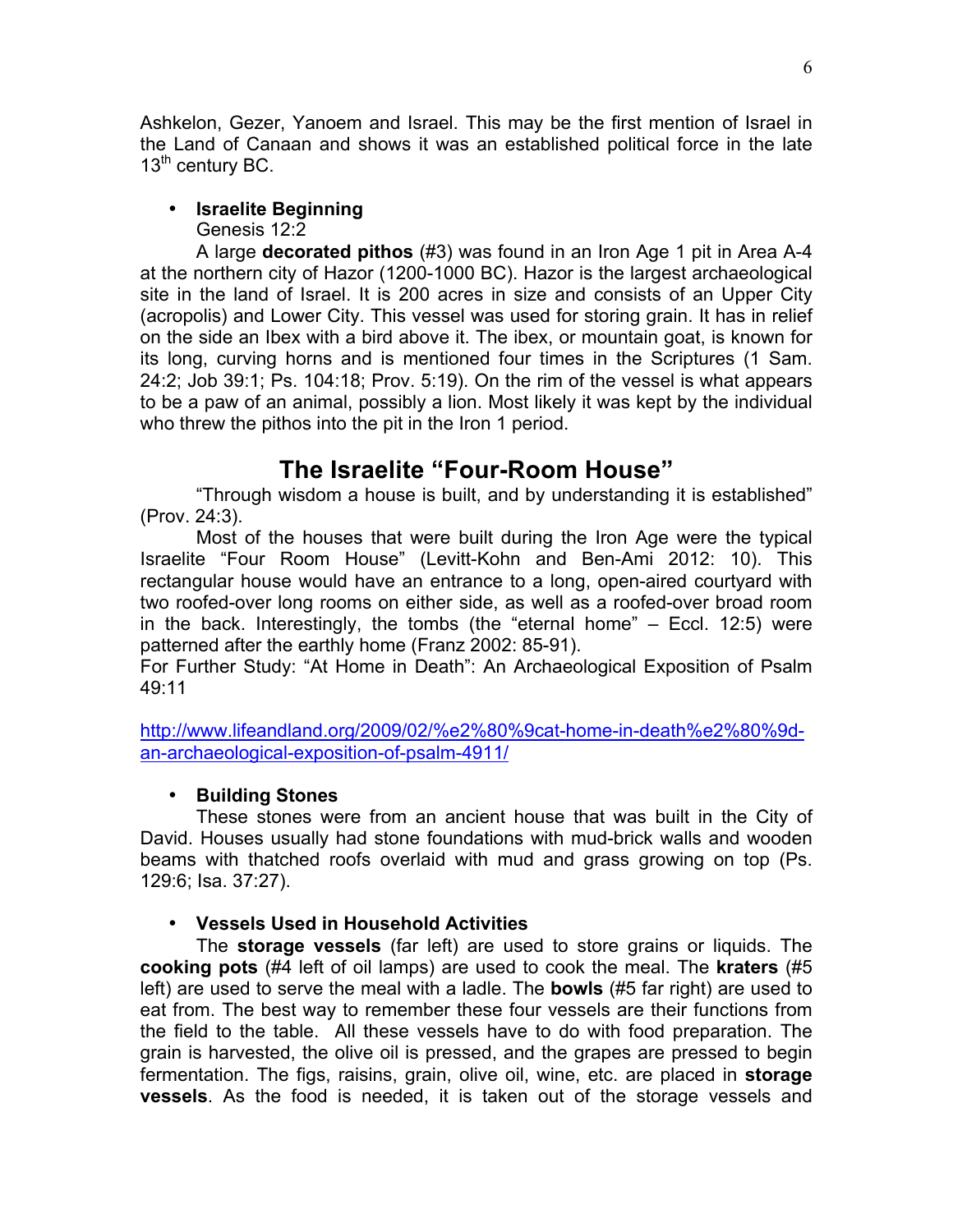Ashkelon, Gezer, Yanoem and Israel. This may be the first mention of Israel in the Land of Canaan and shows it was an established political force in the late 13th century BC.

- **Israelite Beginning**

  Genesis 12:2

  A large **decorated pithos** (#3) was found in an Iron Age 1 pit in Area A-4 at the northern city of Hazor (1200-1000 BC). Hazor is the largest archaeological site in the land of Israel. It is 200 acres in size and consists of an Upper City (acropolis) and Lower City. This vessel was used for storing grain. It has in relief on the side an Ibex with a bird above it. The ibex, or mountain goat, is known for its long, curving horns and is mentioned four times in the Scriptures (1 Sam. 24:2; Job 39:1; Ps. 104:18; Prov. 5:19). On the rim of the vessel is what appears to be a paw of an animal, possibly a lion. Most likely it was kept by the individual who threw the pithos into the pit in the Iron 1 period.

## The Israelite "Four-Room House"

"Through wisdom a house is built, and by understanding it is established" (Prov. 24:3).

Most of the houses that were built during the Iron Age were the typical Israelite "Four Room House" (Levitt-Kohn and Ben-Ami 2012: 10). This rectangular house would have an entrance to a long, open-aired courtyard with two roofed-over long rooms on either side, as well as a roofed-over broad room in the back. Interestingly, the tombs (the "eternal home" – Eccl. 12:5) were patterned after the earthly home (Franz 2002: 85-91).

For Further Study: "At Home in Death": An Archaeological Exposition of Psalm 49:11

http://www.lifeandland.org/2009/02/%e2%80%9cat-home-in-death%e2%80%9d-an-archaeological-exposition-of-psalm-4911/

- **Building Stones**

  These stones were from an ancient house that was built in the City of David. Houses usually had stone foundations with mud-brick walls and wooden beams with thatched roofs overlaid with mud and grass growing on top (Ps. 129:6; Isa. 37:27).

- **Vessels Used in Household Activities**

  The **storage vessels** (far left) are used to store grains or liquids. The **cooking pots** (#4 left of oil lamps) are used to cook the meal. The **kraters** (#5 left) are used to serve the meal with a ladle. The **bowls** (#5 far right) are used to eat from. The best way to remember these four vessels are their functions from the field to the table. All these vessels have to do with food preparation. The grain is harvested, the olive oil is pressed, and the grapes are pressed to begin fermentation. The figs, raisins, grain, olive oil, wine, etc. are placed in **storage vessels**. As the food is needed, it is taken out of the storage vessels and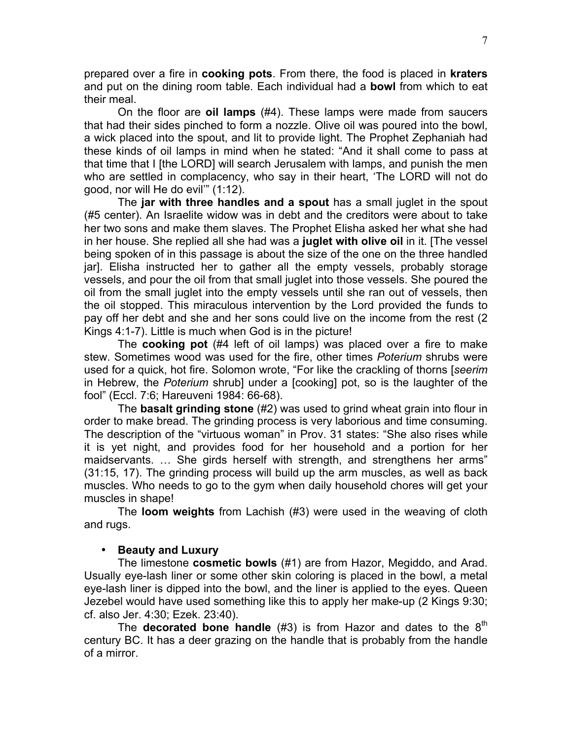prepared over a fire in **cooking pots**. From there, the food is placed in **kraters** and put on the dining room table. Each individual had a **bowl** from which to eat their meal.

On the floor are **oil lamps** (#4). These lamps were made from saucers that had their sides pinched to form a nozzle. Olive oil was poured into the bowl, a wick placed into the spout, and lit to provide light. The Prophet Zephaniah had these kinds of oil lamps in mind when he stated: "And it shall come to pass at that time that I [the LORD] will search Jerusalem with lamps, and punish the men who are settled in complacency, who say in their heart, 'The LORD will not do good, nor will He do evil'" (1:12).

The **jar with three handles and a spout** has a small juglet in the spout (#5 center). An Israelite widow was in debt and the creditors were about to take her two sons and make them slaves. The Prophet Elisha asked her what she had in her house. She replied all she had was a **juglet with olive oil** in it. [The vessel being spoken of in this passage is about the size of the one on the three handled jar]. Elisha instructed her to gather all the empty vessels, probably storage vessels, and pour the oil from that small juglet into those vessels. She poured the oil from the small juglet into the empty vessels until she ran out of vessels, then the oil stopped. This miraculous intervention by the Lord provided the funds to pay off her debt and she and her sons could live on the income from the rest (2 Kings 4:1-7). Little is much when God is in the picture!

The **cooking pot** (#4 left of oil lamps) was placed over a fire to make stew. Sometimes wood was used for the fire, other times *Poterium* shrubs were used for a quick, hot fire. Solomon wrote, "For like the crackling of thorns [*seerim* in Hebrew, the *Poterium* shrub] under a [cooking] pot, so is the laughter of the fool" (Eccl. 7:6; Hareuveni 1984: 66-68).

The **basalt grinding stone** (#2) was used to grind wheat grain into flour in order to make bread. The grinding process is very laborious and time consuming. The description of the "virtuous woman" in Prov. 31 states: "She also rises while it is yet night, and provides food for her household and a portion for her maidservants. … She girds herself with strength, and strengthens her arms" (31:15, 17). The grinding process will build up the arm muscles, as well as back muscles. Who needs to go to the gym when daily household chores will get your muscles in shape!

The **loom weights** from Lachish (#3) were used in the weaving of cloth and rugs.

- **Beauty and Luxury**

The limestone **cosmetic bowls** (#1) are from Hazor, Megiddo, and Arad. Usually eye-lash liner or some other skin coloring is placed in the bowl, a metal eye-lash liner is dipped into the bowl, and the liner is applied to the eyes. Queen Jezebel would have used something like this to apply her make-up (2 Kings 9:30; cf. also Jer. 4:30; Ezek. 23:40).

The **decorated bone handle** (#3) is from Hazor and dates to the 8th century BC. It has a deer grazing on the handle that is probably from the handle of a mirror.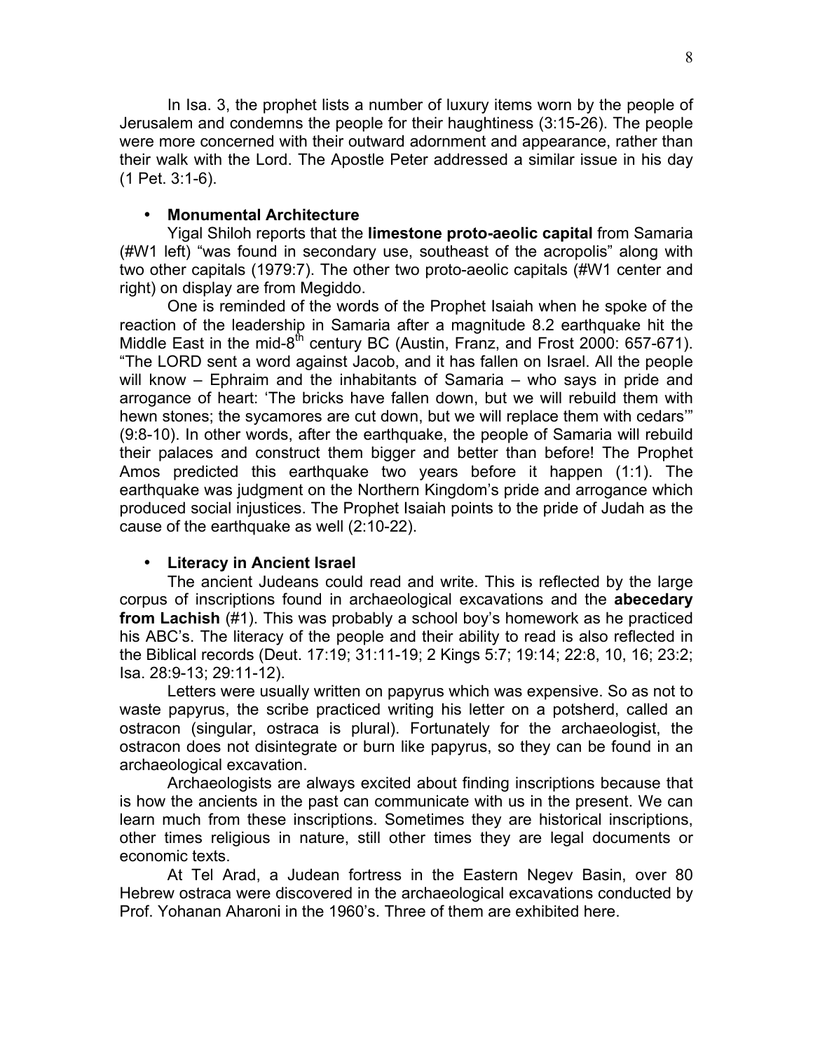In Isa. 3, the prophet lists a number of luxury items worn by the people of Jerusalem and condemns the people for their haughtiness (3:15-26). The people were more concerned with their outward adornment and appearance, rather than their walk with the Lord. The Apostle Peter addressed a similar issue in his day (1 Pet. 3:1-6).

- **Monumental Architecture**

Yigal Shiloh reports that the **limestone proto-aeolic capital** from Samaria (#W1 left) "was found in secondary use, southeast of the acropolis" along with two other capitals (1979:7). The other two proto-aeolic capitals (#W1 center and right) on display are from Megiddo.

One is reminded of the words of the Prophet Isaiah when he spoke of the reaction of the leadership in Samaria after a magnitude 8.2 earthquake hit the Middle East in the mid-8th century BC (Austin, Franz, and Frost 2000: 657-671). "The LORD sent a word against Jacob, and it has fallen on Israel. All the people will know – Ephraim and the inhabitants of Samaria – who says in pride and arrogance of heart: 'The bricks have fallen down, but we will rebuild them with hewn stones; the sycamores are cut down, but we will replace them with cedars'" (9:8-10). In other words, after the earthquake, the people of Samaria will rebuild their palaces and construct them bigger and better than before! The Prophet Amos predicted this earthquake two years before it happen (1:1). The earthquake was judgment on the Northern Kingdom's pride and arrogance which produced social injustices. The Prophet Isaiah points to the pride of Judah as the cause of the earthquake as well (2:10-22).

- **Literacy in Ancient Israel**

The ancient Judeans could read and write. This is reflected by the large corpus of inscriptions found in archaeological excavations and the **abecedary from Lachish** (#1). This was probably a school boy's homework as he practiced his ABC's. The literacy of the people and their ability to read is also reflected in the Biblical records (Deut. 17:19; 31:11-19; 2 Kings 5:7; 19:14; 22:8, 10, 16; 23:2; Isa. 28:9-13; 29:11-12).

Letters were usually written on papyrus which was expensive. So as not to waste papyrus, the scribe practiced writing his letter on a potsherd, called an ostracon (singular, ostraca is plural). Fortunately for the archaeologist, the ostracon does not disintegrate or burn like papyrus, so they can be found in an archaeological excavation.

Archaeologists are always excited about finding inscriptions because that is how the ancients in the past can communicate with us in the present. We can learn much from these inscriptions. Sometimes they are historical inscriptions, other times religious in nature, still other times they are legal documents or economic texts.

At Tel Arad, a Judean fortress in the Eastern Negev Basin, over 80 Hebrew ostraca were discovered in the archaeological excavations conducted by Prof. Yohanan Aharoni in the 1960's. Three of them are exhibited here.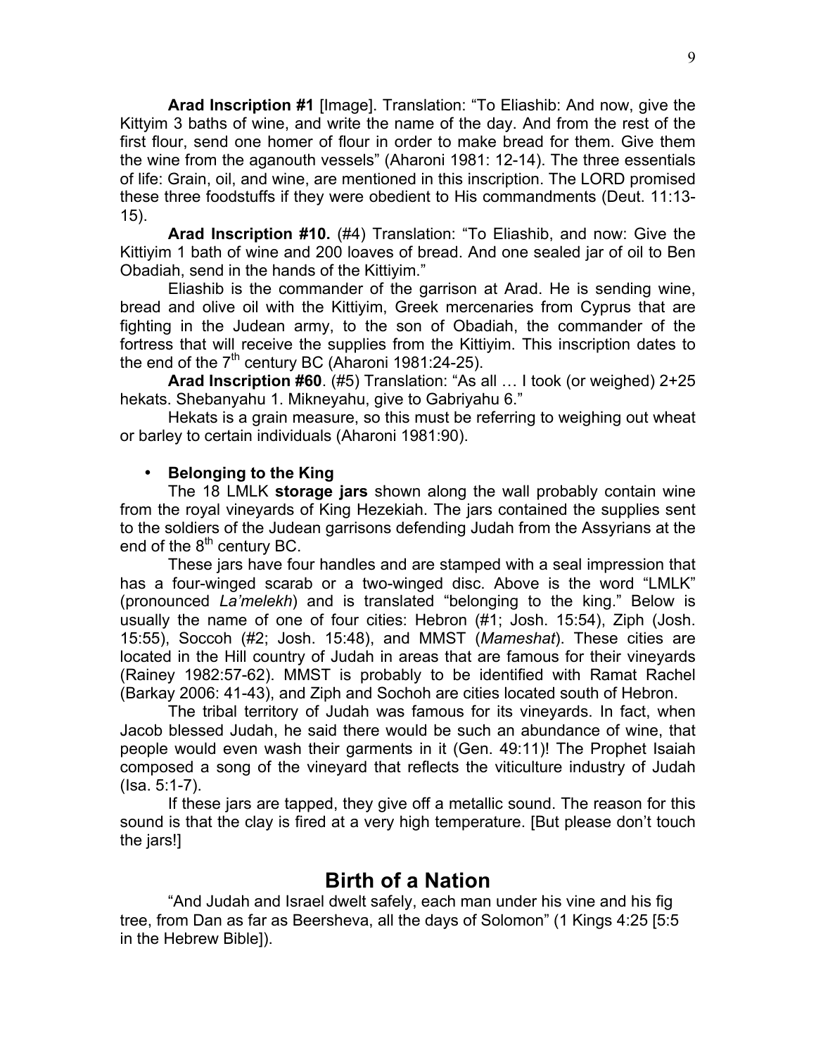**Arad Inscription #1** [Image]. Translation: "To Eliashib: And now, give the Kittyim 3 baths of wine, and write the name of the day. And from the rest of the first flour, send one homer of flour in order to make bread for them. Give them the wine from the aganouth vessels" (Aharoni 1981: 12-14). The three essentials of life: Grain, oil, and wine, are mentioned in this inscription. The LORD promised these three foodstuffs if they were obedient to His commandments (Deut. 11:13-15).

**Arad Inscription #10.** (#4) Translation: "To Eliashib, and now: Give the Kittiyim 1 bath of wine and 200 loaves of bread. And one sealed jar of oil to Ben Obadiah, send in the hands of the Kittiyim."

Eliashib is the commander of the garrison at Arad. He is sending wine, bread and olive oil with the Kittiyim, Greek mercenaries from Cyprus that are fighting in the Judean army, to the son of Obadiah, the commander of the fortress that will receive the supplies from the Kittiyim. This inscription dates to the end of the 7th century BC (Aharoni 1981:24-25).

**Arad Inscription #60**. (#5) Translation: "As all … I took (or weighed) 2+25 hekats. Shebanyahu 1. Mikneyahu, give to Gabriyahu 6."

Hekats is a grain measure, so this must be referring to weighing out wheat or barley to certain individuals (Aharoni 1981:90).

- **Belonging to the King**

The 18 LMLK **storage jars** shown along the wall probably contain wine from the royal vineyards of King Hezekiah. The jars contained the supplies sent to the soldiers of the Judean garrisons defending Judah from the Assyrians at the end of the 8th century BC.

These jars have four handles and are stamped with a seal impression that has a four-winged scarab or a two-winged disc. Above is the word "LMLK" (pronounced *La'melekh*) and is translated "belonging to the king." Below is usually the name of one of four cities: Hebron (#1; Josh. 15:54), Ziph (Josh. 15:55), Soccoh (#2; Josh. 15:48), and MMST (*Mameshat*). These cities are located in the Hill country of Judah in areas that are famous for their vineyards (Rainey 1982:57-62). MMST is probably to be identified with Ramat Rachel (Barkay 2006: 41-43), and Ziph and Sochoh are cities located south of Hebron.

The tribal territory of Judah was famous for its vineyards. In fact, when Jacob blessed Judah, he said there would be such an abundance of wine, that people would even wash their garments in it (Gen. 49:11)! The Prophet Isaiah composed a song of the vineyard that reflects the viticulture industry of Judah (Isa. 5:1-7).

If these jars are tapped, they give off a metallic sound. The reason for this sound is that the clay is fired at a very high temperature. [But please don't touch the jars!]

## Birth of a Nation

"And Judah and Israel dwelt safely, each man under his vine and his fig tree, from Dan as far as Beersheva, all the days of Solomon" (1 Kings 4:25 [5:5 in the Hebrew Bible]).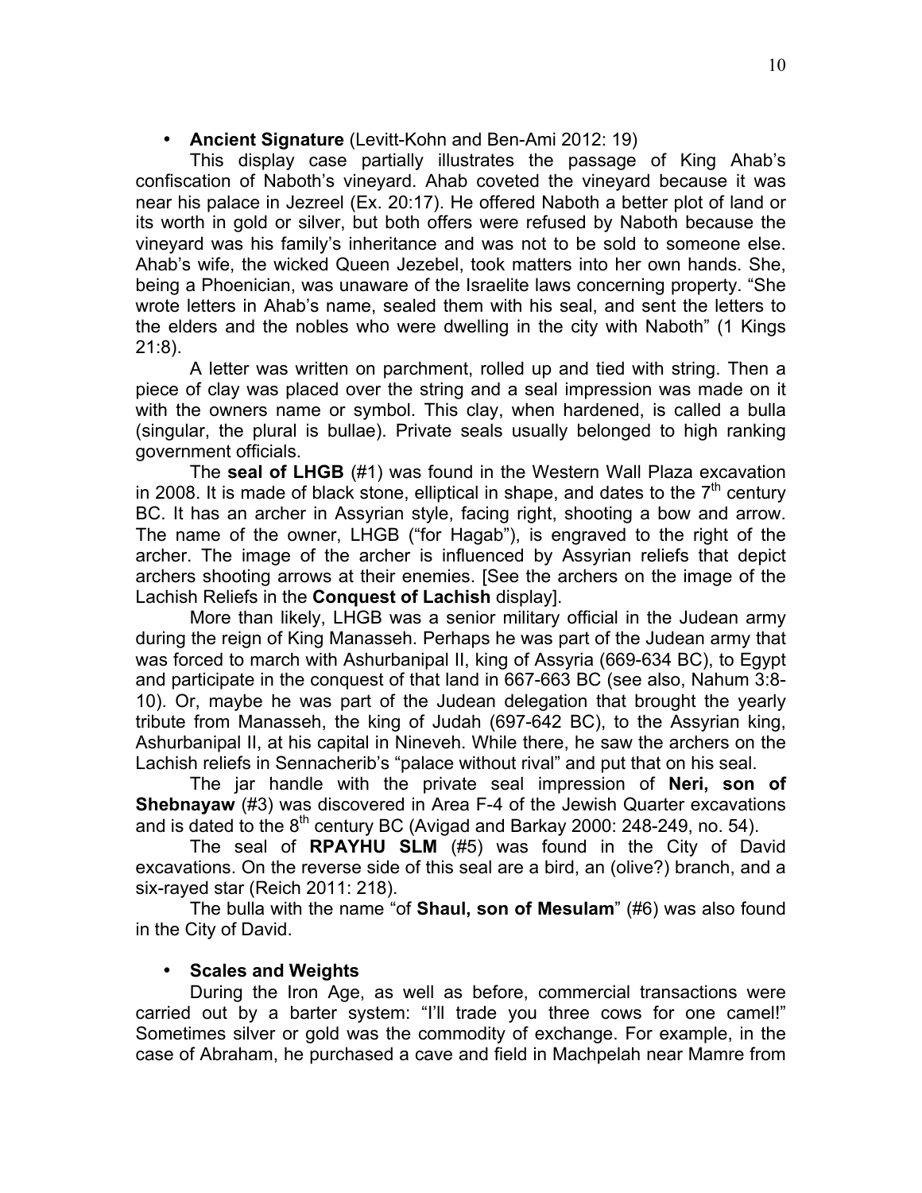- **Ancient Signature** (Levitt-Kohn and Ben-Ami 2012: 19)

This display case partially illustrates the passage of King Ahab's confiscation of Naboth's vineyard. Ahab coveted the vineyard because it was near his palace in Jezreel (Ex. 20:17). He offered Naboth a better plot of land or its worth in gold or silver, but both offers were refused by Naboth because the vineyard was his family's inheritance and was not to be sold to someone else. Ahab's wife, the wicked Queen Jezebel, took matters into her own hands. She, being a Phoenician, was unaware of the Israelite laws concerning property. "She wrote letters in Ahab's name, sealed them with his seal, and sent the letters to the elders and the nobles who were dwelling in the city with Naboth" (1 Kings 21:8).

A letter was written on parchment, rolled up and tied with string. Then a piece of clay was placed over the string and a seal impression was made on it with the owners name or symbol. This clay, when hardened, is called a bulla (singular, the plural is bullae). Private seals usually belonged to high ranking government officials.

The **seal of LHGB** (#1) was found in the Western Wall Plaza excavation in 2008. It is made of black stone, elliptical in shape, and dates to the 7th century BC. It has an archer in Assyrian style, facing right, shooting a bow and arrow. The name of the owner, LHGB ("for Hagab"), is engraved to the right of the archer. The image of the archer is influenced by Assyrian reliefs that depict archers shooting arrows at their enemies. [See the archers on the image of the Lachish Reliefs in the **Conquest of Lachish** display].

More than likely, LHGB was a senior military official in the Judean army during the reign of King Manasseh. Perhaps he was part of the Judean army that was forced to march with Ashurbanipal II, king of Assyria (669-634 BC), to Egypt and participate in the conquest of that land in 667-663 BC (see also, Nahum 3:8-10). Or, maybe he was part of the Judean delegation that brought the yearly tribute from Manasseh, the king of Judah (697-642 BC), to the Assyrian king, Ashurbanipal II, at his capital in Nineveh. While there, he saw the archers on the Lachish reliefs in Sennacherib's "palace without rival" and put that on his seal.

The jar handle with the private seal impression of **Neri, son of Shebnayaw** (#3) was discovered in Area F-4 of the Jewish Quarter excavations and is dated to the 8th century BC (Avigad and Barkay 2000: 248-249, no. 54).

The seal of **RPAYHU SLM** (#5) was found in the City of David excavations. On the reverse side of this seal are a bird, an (olive?) branch, and a six-rayed star (Reich 2011: 218).

The bulla with the name "of **Shaul, son of Mesulam**" (#6) was also found in the City of David.

- **Scales and Weights**

During the Iron Age, as well as before, commercial transactions were carried out by a barter system: "I'll trade you three cows for one camel!" Sometimes silver or gold was the commodity of exchange. For example, in the case of Abraham, he purchased a cave and field in Machpelah near Mamre from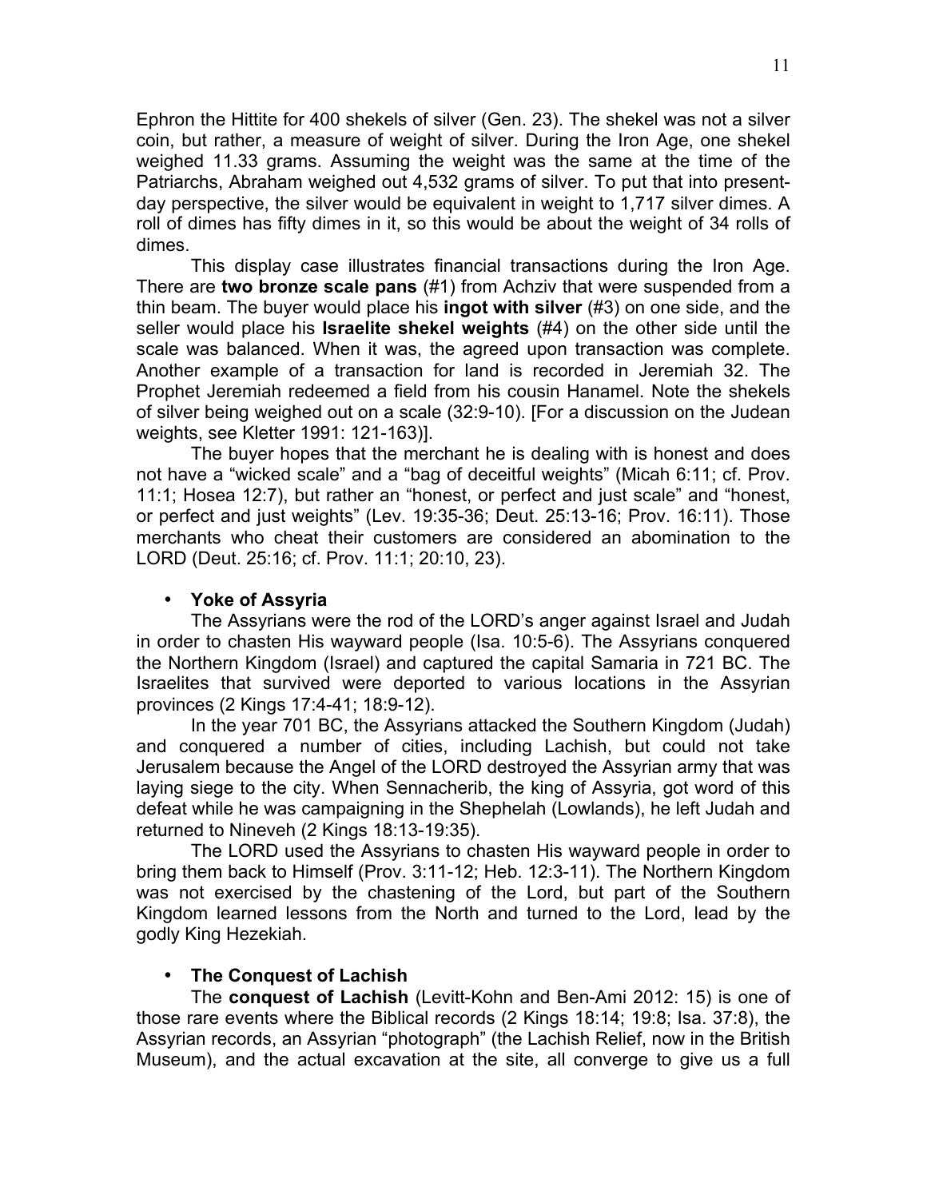Ephron the Hittite for 400 shekels of silver (Gen. 23). The shekel was not a silver coin, but rather, a measure of weight of silver. During the Iron Age, one shekel weighed 11.33 grams. Assuming the weight was the same at the time of the Patriarchs, Abraham weighed out 4,532 grams of silver. To put that into present-day perspective, the silver would be equivalent in weight to 1,717 silver dimes. A roll of dimes has fifty dimes in it, so this would be about the weight of 34 rolls of dimes.

This display case illustrates financial transactions during the Iron Age. There are **two bronze scale pans** (#1) from Achziv that were suspended from a thin beam. The buyer would place his **ingot with silver** (#3) on one side, and the seller would place his **Israelite shekel weights** (#4) on the other side until the scale was balanced. When it was, the agreed upon transaction was complete. Another example of a transaction for land is recorded in Jeremiah 32. The Prophet Jeremiah redeemed a field from his cousin Hanamel. Note the shekels of silver being weighed out on a scale (32:9-10). [For a discussion on the Judean weights, see Kletter 1991: 121-163)].

The buyer hopes that the merchant he is dealing with is honest and does not have a "wicked scale" and a "bag of deceitful weights" (Micah 6:11; cf. Prov. 11:1; Hosea 12:7), but rather an "honest, or perfect and just scale" and "honest, or perfect and just weights" (Lev. 19:35-36; Deut. 25:13-16; Prov. 16:11). Those merchants who cheat their customers are considered an abomination to the LORD (Deut. 25:16; cf. Prov. 11:1; 20:10, 23).

- **Yoke of Assyria**

The Assyrians were the rod of the LORD's anger against Israel and Judah in order to chasten His wayward people (Isa. 10:5-6). The Assyrians conquered the Northern Kingdom (Israel) and captured the capital Samaria in 721 BC. The Israelites that survived were deported to various locations in the Assyrian provinces (2 Kings 17:4-41; 18:9-12).

In the year 701 BC, the Assyrians attacked the Southern Kingdom (Judah) and conquered a number of cities, including Lachish, but could not take Jerusalem because the Angel of the LORD destroyed the Assyrian army that was laying siege to the city. When Sennacherib, the king of Assyria, got word of this defeat while he was campaigning in the Shephelah (Lowlands), he left Judah and returned to Nineveh (2 Kings 18:13-19:35).

The LORD used the Assyrians to chasten His wayward people in order to bring them back to Himself (Prov. 3:11-12; Heb. 12:3-11). The Northern Kingdom was not exercised by the chastening of the Lord, but part of the Southern Kingdom learned lessons from the North and turned to the Lord, lead by the godly King Hezekiah.

- **The Conquest of Lachish**

The **conquest of Lachish** (Levitt-Kohn and Ben-Ami 2012: 15) is one of those rare events where the Biblical records (2 Kings 18:14; 19:8; Isa. 37:8), the Assyrian records, an Assyrian "photograph" (the Lachish Relief, now in the British Museum), and the actual excavation at the site, all converge to give us a full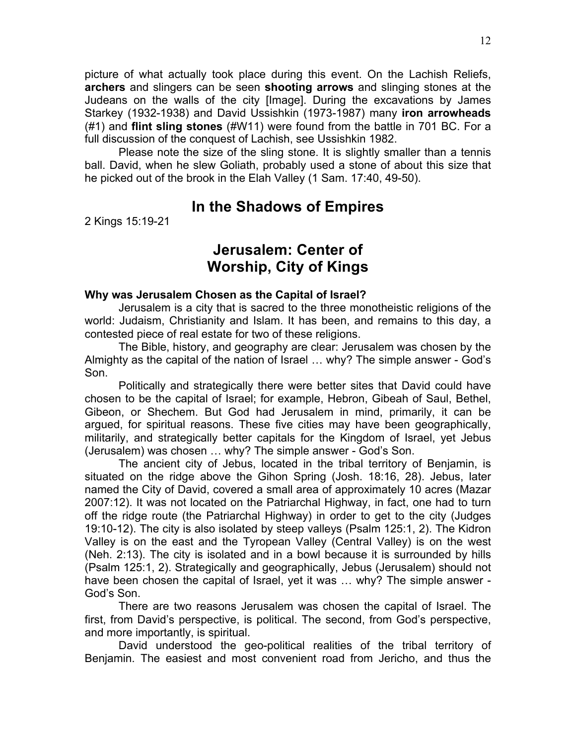picture of what actually took place during this event. On the Lachish Reliefs, **archers** and slingers can be seen **shooting arrows** and slinging stones at the Judeans on the walls of the city [Image]. During the excavations by James Starkey (1932-1938) and David Ussishkin (1973-1987) many **iron arrowheads** (#1) and **flint sling stones** (#W11) were found from the battle in 701 BC. For a full discussion of the conquest of Lachish, see Ussishkin 1982.

Please note the size of the sling stone. It is slightly smaller than a tennis ball. David, when he slew Goliath, probably used a stone of about this size that he picked out of the brook in the Elah Valley (1 Sam. 17:40, 49-50).

## In the Shadows of Empires

2 Kings 15:19-21

## Jerusalem: Center of Worship, City of Kings

**Why was Jerusalem Chosen as the Capital of Israel?**

Jerusalem is a city that is sacred to the three monotheistic religions of the world: Judaism, Christianity and Islam. It has been, and remains to this day, a contested piece of real estate for two of these religions.

The Bible, history, and geography are clear: Jerusalem was chosen by the Almighty as the capital of the nation of Israel … why? The simple answer - God's Son.

Politically and strategically there were better sites that David could have chosen to be the capital of Israel; for example, Hebron, Gibeah of Saul, Bethel, Gibeon, or Shechem. But God had Jerusalem in mind, primarily, it can be argued, for spiritual reasons. These five cities may have been geographically, militarily, and strategically better capitals for the Kingdom of Israel, yet Jebus (Jerusalem) was chosen … why? The simple answer - God's Son.

The ancient city of Jebus, located in the tribal territory of Benjamin, is situated on the ridge above the Gihon Spring (Josh. 18:16, 28). Jebus, later named the City of David, covered a small area of approximately 10 acres (Mazar 2007:12). It was not located on the Patriarchal Highway, in fact, one had to turn off the ridge route (the Patriarchal Highway) in order to get to the city (Judges 19:10-12). The city is also isolated by steep valleys (Psalm 125:1, 2). The Kidron Valley is on the east and the Tyropean Valley (Central Valley) is on the west (Neh. 2:13). The city is isolated and in a bowl because it is surrounded by hills (Psalm 125:1, 2). Strategically and geographically, Jebus (Jerusalem) should not have been chosen the capital of Israel, yet it was … why? The simple answer - God's Son.

There are two reasons Jerusalem was chosen the capital of Israel. The first, from David's perspective, is political. The second, from God's perspective, and more importantly, is spiritual.

David understood the geo-political realities of the tribal territory of Benjamin. The easiest and most convenient road from Jericho, and thus the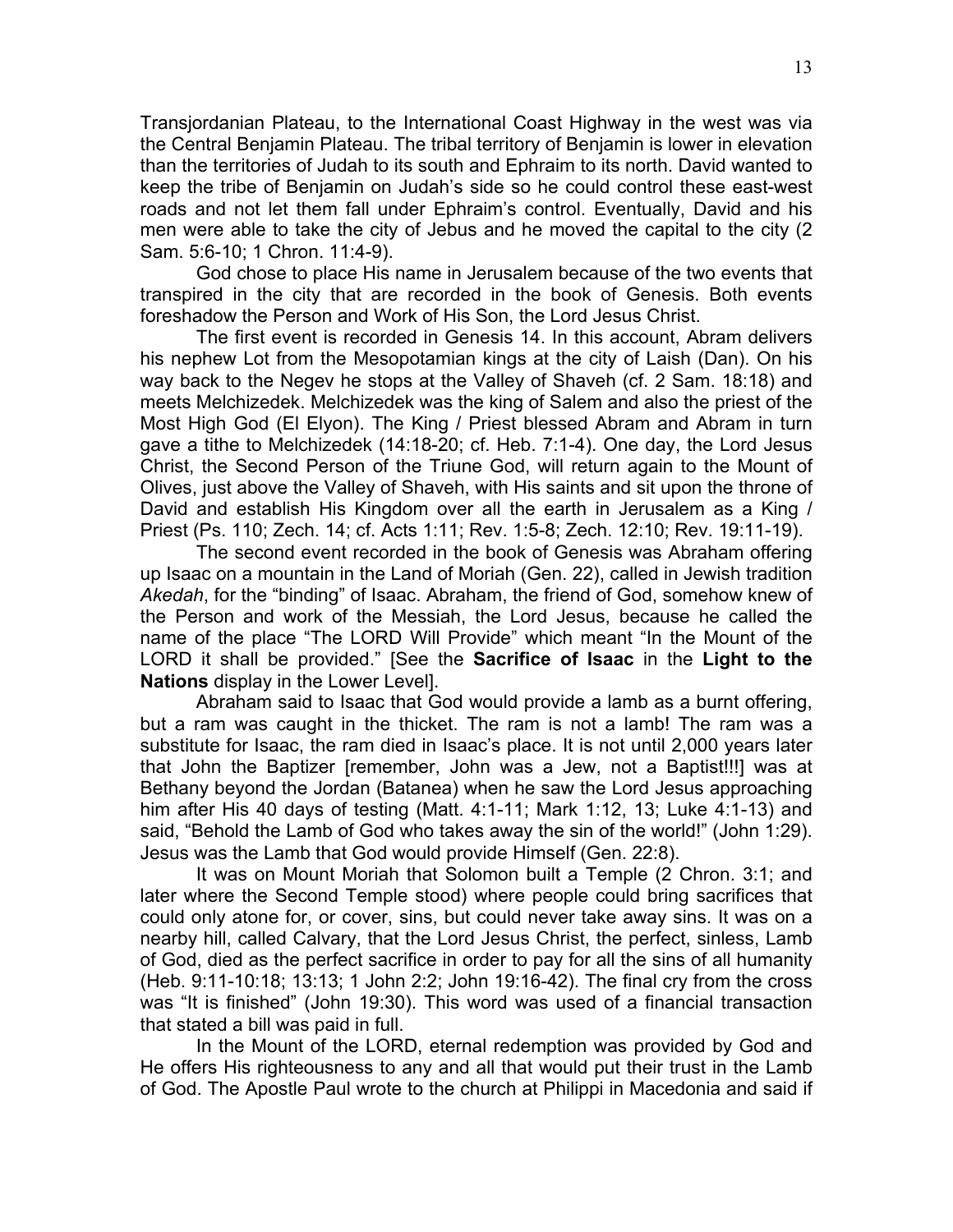Transjordanian Plateau, to the International Coast Highway in the west was via the Central Benjamin Plateau. The tribal territory of Benjamin is lower in elevation than the territories of Judah to its south and Ephraim to its north. David wanted to keep the tribe of Benjamin on Judah's side so he could control these east-west roads and not let them fall under Ephraim's control. Eventually, David and his men were able to take the city of Jebus and he moved the capital to the city (2 Sam. 5:6-10; 1 Chron. 11:4-9).

God chose to place His name in Jerusalem because of the two events that transpired in the city that are recorded in the book of Genesis. Both events foreshadow the Person and Work of His Son, the Lord Jesus Christ.

The first event is recorded in Genesis 14. In this account, Abram delivers his nephew Lot from the Mesopotamian kings at the city of Laish (Dan). On his way back to the Negev he stops at the Valley of Shaveh (cf. 2 Sam. 18:18) and meets Melchizedek. Melchizedek was the king of Salem and also the priest of the Most High God (El Elyon). The King / Priest blessed Abram and Abram in turn gave a tithe to Melchizedek (14:18-20; cf. Heb. 7:1-4). One day, the Lord Jesus Christ, the Second Person of the Triune God, will return again to the Mount of Olives, just above the Valley of Shaveh, with His saints and sit upon the throne of David and establish His Kingdom over all the earth in Jerusalem as a King / Priest (Ps. 110; Zech. 14; cf. Acts 1:11; Rev. 1:5-8; Zech. 12:10; Rev. 19:11-19).

The second event recorded in the book of Genesis was Abraham offering up Isaac on a mountain in the Land of Moriah (Gen. 22), called in Jewish tradition *Akedah*, for the "binding" of Isaac. Abraham, the friend of God, somehow knew of the Person and work of the Messiah, the Lord Jesus, because he called the name of the place "The LORD Will Provide" which meant "In the Mount of the LORD it shall be provided." [See the **Sacrifice of Isaac** in the **Light to the Nations** display in the Lower Level].

Abraham said to Isaac that God would provide a lamb as a burnt offering, but a ram was caught in the thicket. The ram is not a lamb! The ram was a substitute for Isaac, the ram died in Isaac's place. It is not until 2,000 years later that John the Baptizer [remember, John was a Jew, not a Baptist!!!] was at Bethany beyond the Jordan (Batanea) when he saw the Lord Jesus approaching him after His 40 days of testing (Matt. 4:1-11; Mark 1:12, 13; Luke 4:1-13) and said, "Behold the Lamb of God who takes away the sin of the world!" (John 1:29). Jesus was the Lamb that God would provide Himself (Gen. 22:8).

It was on Mount Moriah that Solomon built a Temple (2 Chron. 3:1; and later where the Second Temple stood) where people could bring sacrifices that could only atone for, or cover, sins, but could never take away sins. It was on a nearby hill, called Calvary, that the Lord Jesus Christ, the perfect, sinless, Lamb of God, died as the perfect sacrifice in order to pay for all the sins of all humanity (Heb. 9:11-10:18; 13:13; 1 John 2:2; John 19:16-42). The final cry from the cross was "It is finished" (John 19:30). This word was used of a financial transaction that stated a bill was paid in full.

In the Mount of the LORD, eternal redemption was provided by God and He offers His righteousness to any and all that would put their trust in the Lamb of God. The Apostle Paul wrote to the church at Philippi in Macedonia and said if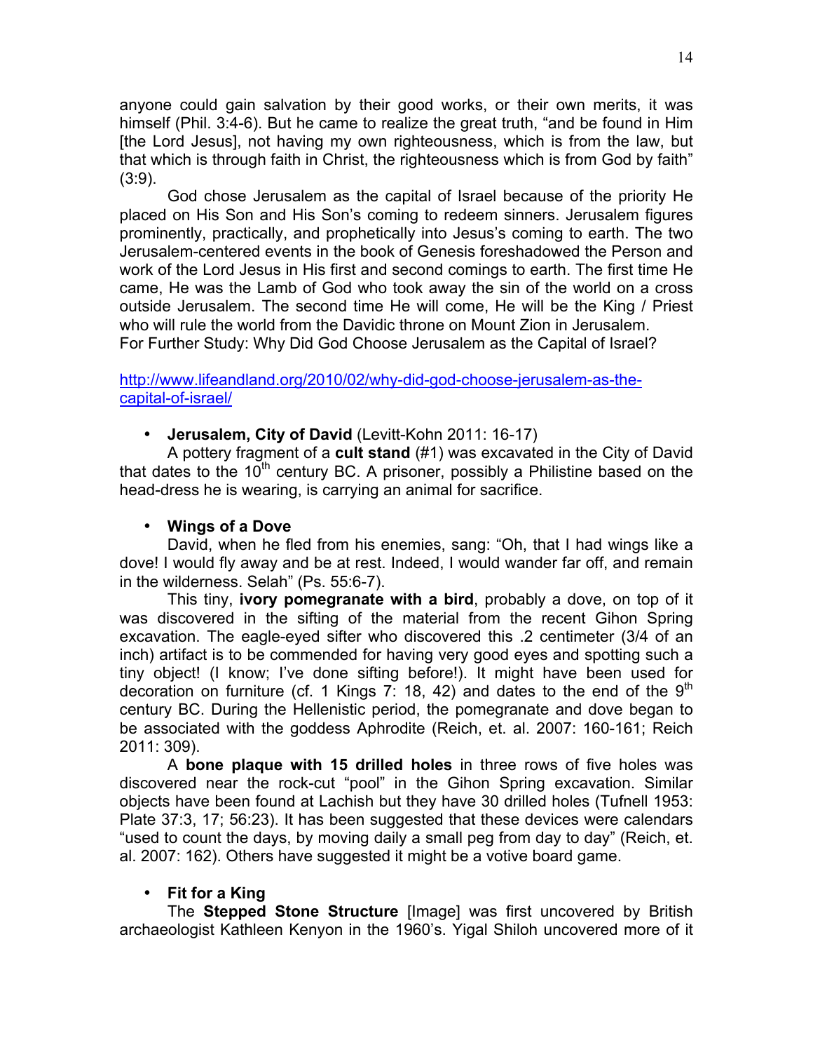anyone could gain salvation by their good works, or their own merits, it was himself (Phil. 3:4-6). But he came to realize the great truth, “and be found in Him [the Lord Jesus], not having my own righteousness, which is from the law, but that which is through faith in Christ, the righteousness which is from God by faith” (3:9).

God chose Jerusalem as the capital of Israel because of the priority He placed on His Son and His Son’s coming to redeem sinners. Jerusalem figures prominently, practically, and prophetically into Jesus’s coming to earth. The two Jerusalem-centered events in the book of Genesis foreshadowed the Person and work of the Lord Jesus in His first and second comings to earth. The first time He came, He was the Lamb of God who took away the sin of the world on a cross outside Jerusalem. The second time He will come, He will be the King / Priest who will rule the world from the Davidic throne on Mount Zion in Jerusalem.
For Further Study: Why Did God Choose Jerusalem as the Capital of Israel?

http://www.lifeandland.org/2010/02/why-did-god-choose-jerusalem-as-the-capital-of-israel/

- **Jerusalem, City of David** (Levitt-Kohn 2011: 16-17)

A pottery fragment of a **cult stand** (#1) was excavated in the City of David that dates to the 10th century BC. A prisoner, possibly a Philistine based on the head-dress he is wearing, is carrying an animal for sacrifice.

- **Wings of a Dove**

David, when he fled from his enemies, sang: “Oh, that I had wings like a dove! I would fly away and be at rest. Indeed, I would wander far off, and remain in the wilderness. Selah” (Ps. 55:6-7).

This tiny, **ivory pomegranate with a bird**, probably a dove, on top of it was discovered in the sifting of the material from the recent Gihon Spring excavation. The eagle-eyed sifter who discovered this .2 centimeter (3/4 of an inch) artifact is to be commended for having very good eyes and spotting such a tiny object! (I know; I’ve done sifting before!). It might have been used for decoration on furniture (cf. 1 Kings 7: 18, 42) and dates to the end of the 9th century BC. During the Hellenistic period, the pomegranate and dove began to be associated with the goddess Aphrodite (Reich, et. al. 2007: 160-161; Reich 2011: 309).

A **bone plaque with 15 drilled holes** in three rows of five holes was discovered near the rock-cut “pool” in the Gihon Spring excavation. Similar objects have been found at Lachish but they have 30 drilled holes (Tufnell 1953: Plate 37:3, 17; 56:23). It has been suggested that these devices were calendars “used to count the days, by moving daily a small peg from day to day” (Reich, et. al. 2007: 162). Others have suggested it might be a votive board game.

- **Fit for a King**

The **Stepped Stone Structure** [Image] was first uncovered by British archaeologist Kathleen Kenyon in the 1960’s. Yigal Shiloh uncovered more of it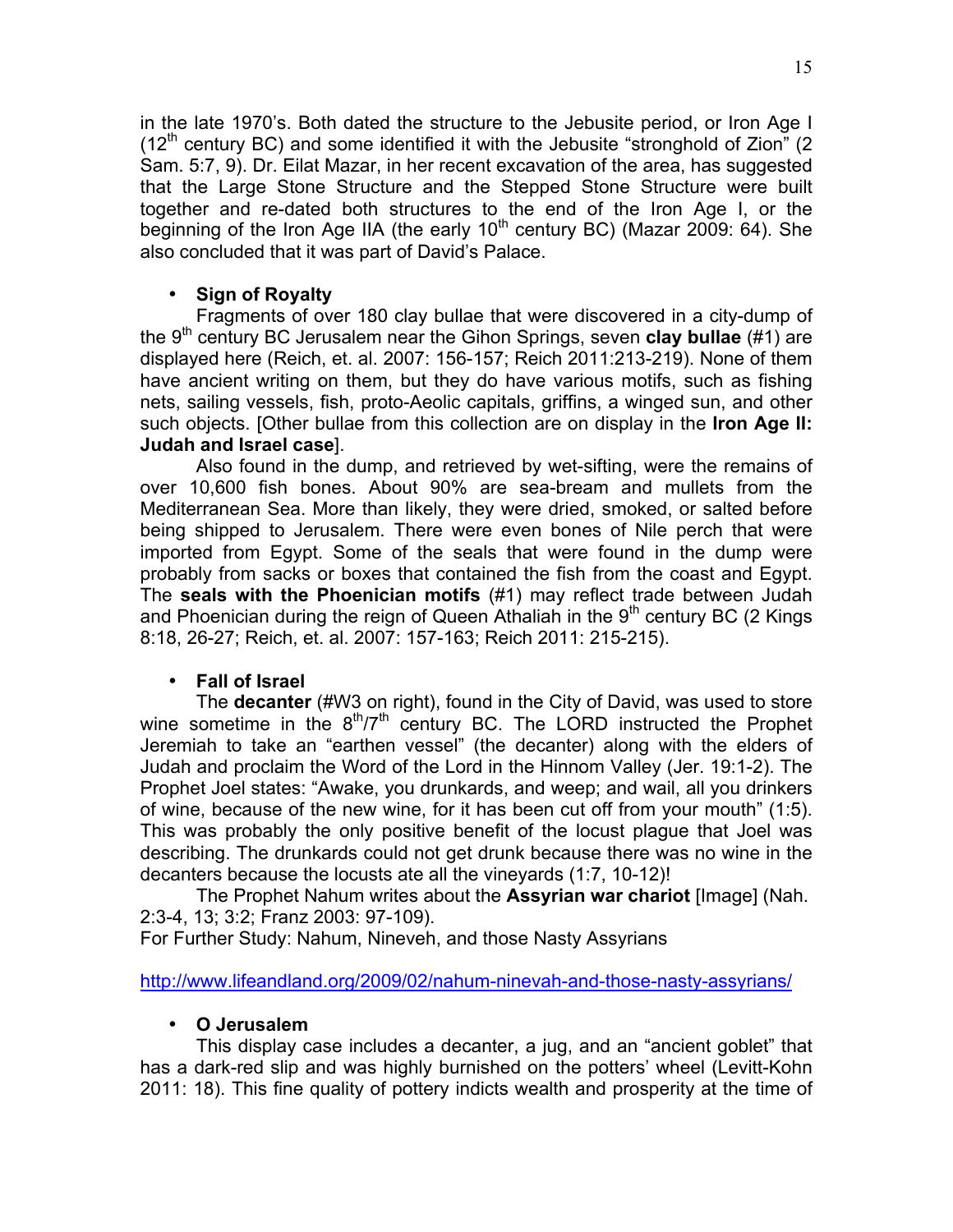in the late 1970's. Both dated the structure to the Jebusite period, or Iron Age I (12th century BC) and some identified it with the Jebusite "stronghold of Zion" (2 Sam. 5:7, 9). Dr. Eilat Mazar, in her recent excavation of the area, has suggested that the Large Stone Structure and the Stepped Stone Structure were built together and re-dated both structures to the end of the Iron Age I, or the beginning of the Iron Age IIA (the early 10th century BC) (Mazar 2009: 64). She also concluded that it was part of David's Palace.

- **Sign of Royalty**

Fragments of over 180 clay bullae that were discovered in a city-dump of the 9th century BC Jerusalem near the Gihon Springs, seven **clay bullae** (#1) are displayed here (Reich, et. al. 2007: 156-157; Reich 2011:213-219). None of them have ancient writing on them, but they do have various motifs, such as fishing nets, sailing vessels, fish, proto-Aeolic capitals, griffins, a winged sun, and other such objects. [Other bullae from this collection are on display in the **Iron Age II: Judah and Israel case**].

Also found in the dump, and retrieved by wet-sifting, were the remains of over 10,600 fish bones. About 90% are sea-bream and mullets from the Mediterranean Sea. More than likely, they were dried, smoked, or salted before being shipped to Jerusalem. There were even bones of Nile perch that were imported from Egypt. Some of the seals that were found in the dump were probably from sacks or boxes that contained the fish from the coast and Egypt. The **seals with the Phoenician motifs** (#1) may reflect trade between Judah and Phoenician during the reign of Queen Athaliah in the 9th century BC (2 Kings 8:18, 26-27; Reich, et. al. 2007: 157-163; Reich 2011: 215-215).

- **Fall of Israel**

The **decanter** (#W3 on right), found in the City of David, was used to store wine sometime in the 8th/7th century BC. The LORD instructed the Prophet Jeremiah to take an "earthen vessel" (the decanter) along with the elders of Judah and proclaim the Word of the Lord in the Hinnom Valley (Jer. 19:1-2). The Prophet Joel states: "Awake, you drunkards, and weep; and wail, all you drinkers of wine, because of the new wine, for it has been cut off from your mouth" (1:5). This was probably the only positive benefit of the locust plague that Joel was describing. The drunkards could not get drunk because there was no wine in the decanters because the locusts ate all the vineyards (1:7, 10-12)!

The Prophet Nahum writes about the **Assyrian war chariot** [Image] (Nah. 2:3-4, 13; 3:2; Franz 2003: 97-109).
For Further Study: Nahum, Nineveh, and those Nasty Assyrians

http://www.lifeandland.org/2009/02/nahum-ninevah-and-those-nasty-assyrians/

- **O Jerusalem**

This display case includes a decanter, a jug, and an "ancient goblet" that has a dark-red slip and was highly burnished on the potters' wheel (Levitt-Kohn 2011: 18). This fine quality of pottery indicts wealth and prosperity at the time of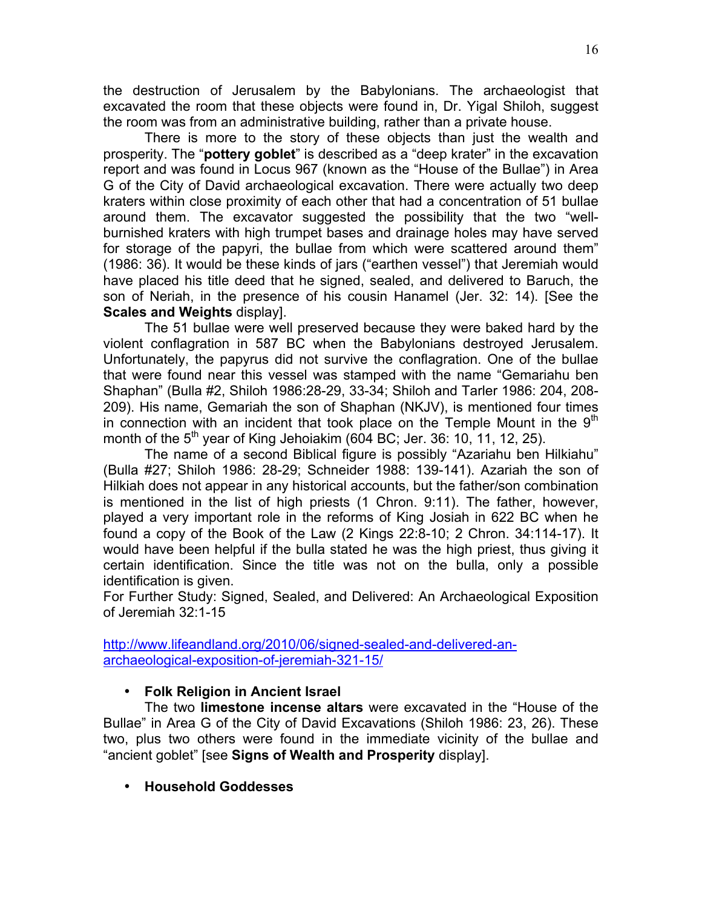the destruction of Jerusalem by the Babylonians. The archaeologist that excavated the room that these objects were found in, Dr. Yigal Shiloh, suggest the room was from an administrative building, rather than a private house.

There is more to the story of these objects than just the wealth and prosperity. The "**pottery goblet**" is described as a "deep krater" in the excavation report and was found in Locus 967 (known as the "House of the Bullae") in Area G of the City of David archaeological excavation. There were actually two deep kraters within close proximity of each other that had a concentration of 51 bullae around them. The excavator suggested the possibility that the two "well-burnished kraters with high trumpet bases and drainage holes may have served for storage of the papyri, the bullae from which were scattered around them" (1986: 36). It would be these kinds of jars ("earthen vessel") that Jeremiah would have placed his title deed that he signed, sealed, and delivered to Baruch, the son of Neriah, in the presence of his cousin Hanamel (Jer. 32: 14). [See the **Scales and Weights** display].

The 51 bullae were well preserved because they were baked hard by the violent conflagration in 587 BC when the Babylonians destroyed Jerusalem. Unfortunately, the papyrus did not survive the conflagration. One of the bullae that were found near this vessel was stamped with the name "Gemariahu ben Shaphan" (Bulla #2, Shiloh 1986:28-29, 33-34; Shiloh and Tarler 1986: 204, 208-209). His name, Gemariah the son of Shaphan (NKJV), is mentioned four times in connection with an incident that took place on the Temple Mount in the 9th month of the 5th year of King Jehoiakim (604 BC; Jer. 36: 10, 11, 12, 25).

The name of a second Biblical figure is possibly "Azariahu ben Hilkiahu" (Bulla #27; Shiloh 1986: 28-29; Schneider 1988: 139-141). Azariah the son of Hilkiah does not appear in any historical accounts, but the father/son combination is mentioned in the list of high priests (1 Chron. 9:11). The father, however, played a very important role in the reforms of King Josiah in 622 BC when he found a copy of the Book of the Law (2 Kings 22:8-10; 2 Chron. 34:114-17). It would have been helpful if the bulla stated he was the high priest, thus giving it certain identification. Since the title was not on the bulla, only a possible identification is given.

For Further Study: Signed, Sealed, and Delivered: An Archaeological Exposition of Jeremiah 32:1-15

http://www.lifeandland.org/2010/06/signed-sealed-and-delivered-an-archaeological-exposition-of-jeremiah-321-15/

- **Folk Religion in Ancient Israel**

The two **limestone incense altars** were excavated in the "House of the Bullae" in Area G of the City of David Excavations (Shiloh 1986: 23, 26). These two, plus two others were found in the immediate vicinity of the bullae and "ancient goblet" [see **Signs of Wealth and Prosperity** display].

- **Household Goddesses**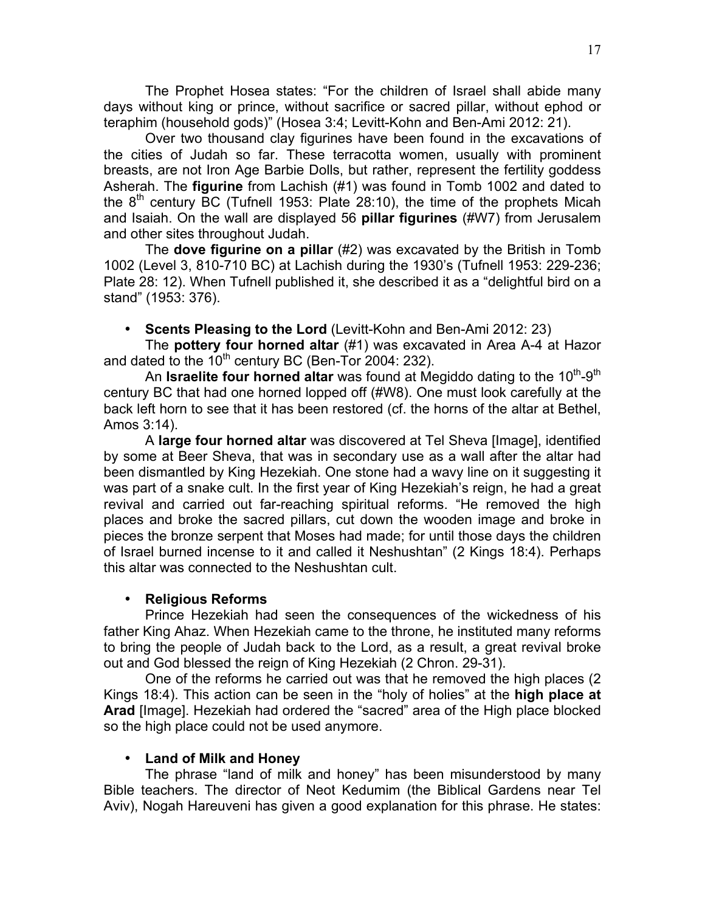The Prophet Hosea states: "For the children of Israel shall abide many days without king or prince, without sacrifice or sacred pillar, without ephod or teraphim (household gods)" (Hosea 3:4; Levitt-Kohn and Ben-Ami 2012: 21).

Over two thousand clay figurines have been found in the excavations of the cities of Judah so far. These terracotta women, usually with prominent breasts, are not Iron Age Barbie Dolls, but rather, represent the fertility goddess Asherah. The **figurine** from Lachish (#1) was found in Tomb 1002 and dated to the 8th century BC (Tufnell 1953: Plate 28:10), the time of the prophets Micah and Isaiah. On the wall are displayed 56 **pillar figurines** (#W7) from Jerusalem and other sites throughout Judah.

The **dove figurine on a pillar** (#2) was excavated by the British in Tomb 1002 (Level 3, 810-710 BC) at Lachish during the 1930's (Tufnell 1953: 229-236; Plate 28: 12). When Tufnell published it, she described it as a "delightful bird on a stand" (1953: 376).

- **Scents Pleasing to the Lord** (Levitt-Kohn and Ben-Ami 2012: 23)

The **pottery four horned altar** (#1) was excavated in Area A-4 at Hazor and dated to the 10th century BC (Ben-Tor 2004: 232).

An **Israelite four horned altar** was found at Megiddo dating to the 10th-9th century BC that had one horned lopped off (#W8). One must look carefully at the back left horn to see that it has been restored (cf. the horns of the altar at Bethel, Amos 3:14).

A **large four horned altar** was discovered at Tel Sheva [Image], identified by some at Beer Sheva, that was in secondary use as a wall after the altar had been dismantled by King Hezekiah. One stone had a wavy line on it suggesting it was part of a snake cult. In the first year of King Hezekiah's reign, he had a great revival and carried out far-reaching spiritual reforms. "He removed the high places and broke the sacred pillars, cut down the wooden image and broke in pieces the bronze serpent that Moses had made; for until those days the children of Israel burned incense to it and called it Neshushtan" (2 Kings 18:4). Perhaps this altar was connected to the Neshushtan cult.

- **Religious Reforms**

Prince Hezekiah had seen the consequences of the wickedness of his father King Ahaz. When Hezekiah came to the throne, he instituted many reforms to bring the people of Judah back to the Lord, as a result, a great revival broke out and God blessed the reign of King Hezekiah (2 Chron. 29-31).

One of the reforms he carried out was that he removed the high places (2 Kings 18:4). This action can be seen in the "holy of holies" at the **high place at Arad** [Image]. Hezekiah had ordered the "sacred" area of the High place blocked so the high place could not be used anymore.

- **Land of Milk and Honey**

The phrase "land of milk and honey" has been misunderstood by many Bible teachers. The director of Neot Kedumim (the Biblical Gardens near Tel Aviv), Nogah Hareuveni has given a good explanation for this phrase. He states: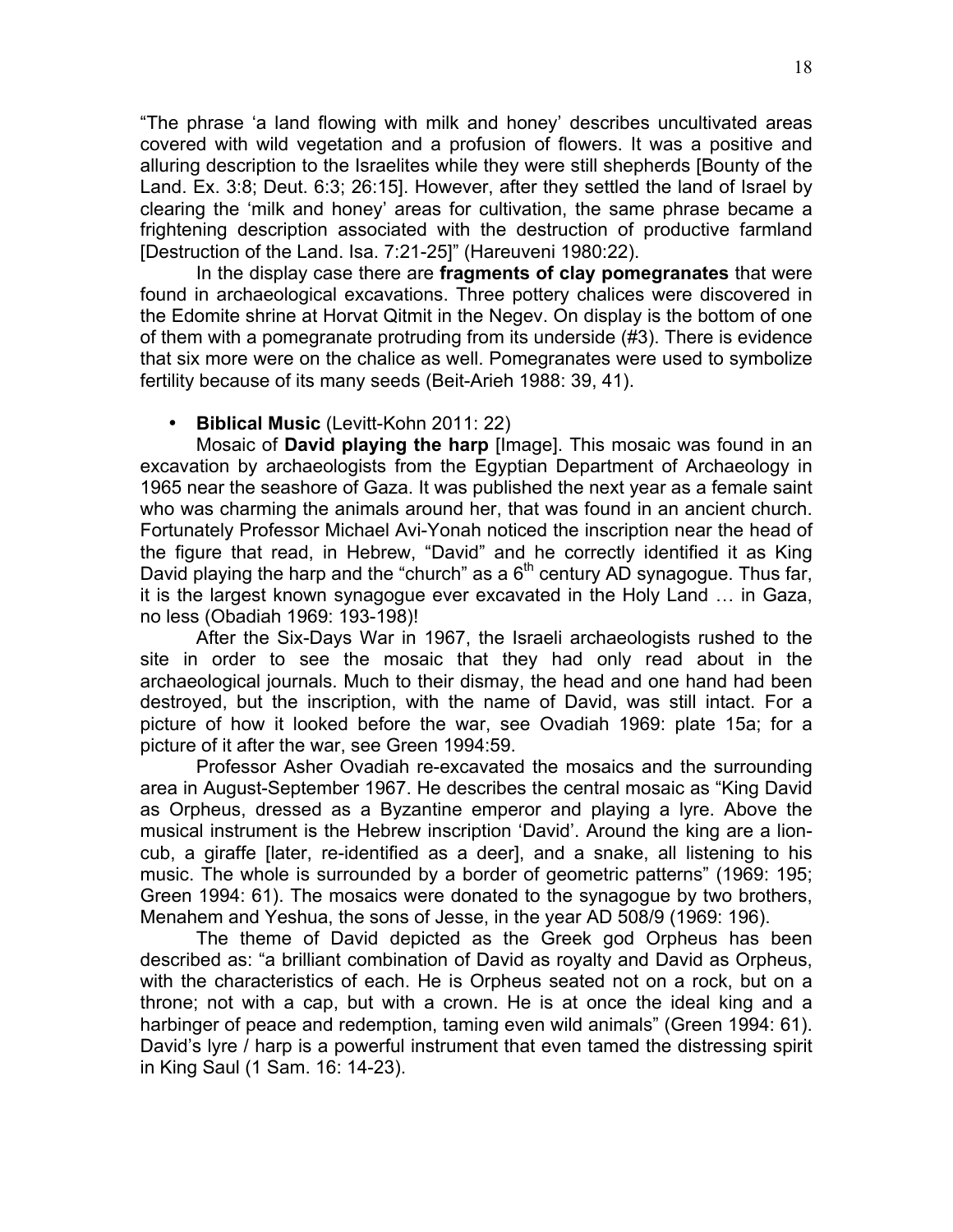"The phrase 'a land flowing with milk and honey' describes uncultivated areas covered with wild vegetation and a profusion of flowers. It was a positive and alluring description to the Israelites while they were still shepherds [Bounty of the Land. Ex. 3:8; Deut. 6:3; 26:15]. However, after they settled the land of Israel by clearing the 'milk and honey' areas for cultivation, the same phrase became a frightening description associated with the destruction of productive farmland [Destruction of the Land. Isa. 7:21-25]" (Hareuveni 1980:22).

In the display case there are **fragments of clay pomegranates** that were found in archaeological excavations. Three pottery chalices were discovered in the Edomite shrine at Horvat Qitmit in the Negev. On display is the bottom of one of them with a pomegranate protruding from its underside (#3). There is evidence that six more were on the chalice as well. Pomegranates were used to symbolize fertility because of its many seeds (Beit-Arieh 1988: 39, 41).

- **Biblical Music** (Levitt-Kohn 2011: 22)

Mosaic of **David playing the harp** [Image]. This mosaic was found in an excavation by archaeologists from the Egyptian Department of Archaeology in 1965 near the seashore of Gaza. It was published the next year as a female saint who was charming the animals around her, that was found in an ancient church. Fortunately Professor Michael Avi-Yonah noticed the inscription near the head of the figure that read, in Hebrew, "David" and he correctly identified it as King David playing the harp and the "church" as a 6th century AD synagogue. Thus far, it is the largest known synagogue ever excavated in the Holy Land … in Gaza, no less (Obadiah 1969: 193-198)!

After the Six-Days War in 1967, the Israeli archaeologists rushed to the site in order to see the mosaic that they had only read about in the archaeological journals. Much to their dismay, the head and one hand had been destroyed, but the inscription, with the name of David, was still intact. For a picture of how it looked before the war, see Ovadiah 1969: plate 15a; for a picture of it after the war, see Green 1994:59.

Professor Asher Ovadiah re-excavated the mosaics and the surrounding area in August-September 1967. He describes the central mosaic as "King David as Orpheus, dressed as a Byzantine emperor and playing a lyre. Above the musical instrument is the Hebrew inscription 'David'. Around the king are a lion-cub, a giraffe [later, re-identified as a deer], and a snake, all listening to his music. The whole is surrounded by a border of geometric patterns" (1969: 195; Green 1994: 61). The mosaics were donated to the synagogue by two brothers, Menahem and Yeshua, the sons of Jesse, in the year AD 508/9 (1969: 196).

The theme of David depicted as the Greek god Orpheus has been described as: "a brilliant combination of David as royalty and David as Orpheus, with the characteristics of each. He is Orpheus seated not on a rock, but on a throne; not with a cap, but with a crown. He is at once the ideal king and a harbinger of peace and redemption, taming even wild animals" (Green 1994: 61). David's lyre / harp is a powerful instrument that even tamed the distressing spirit in King Saul (1 Sam. 16: 14-23).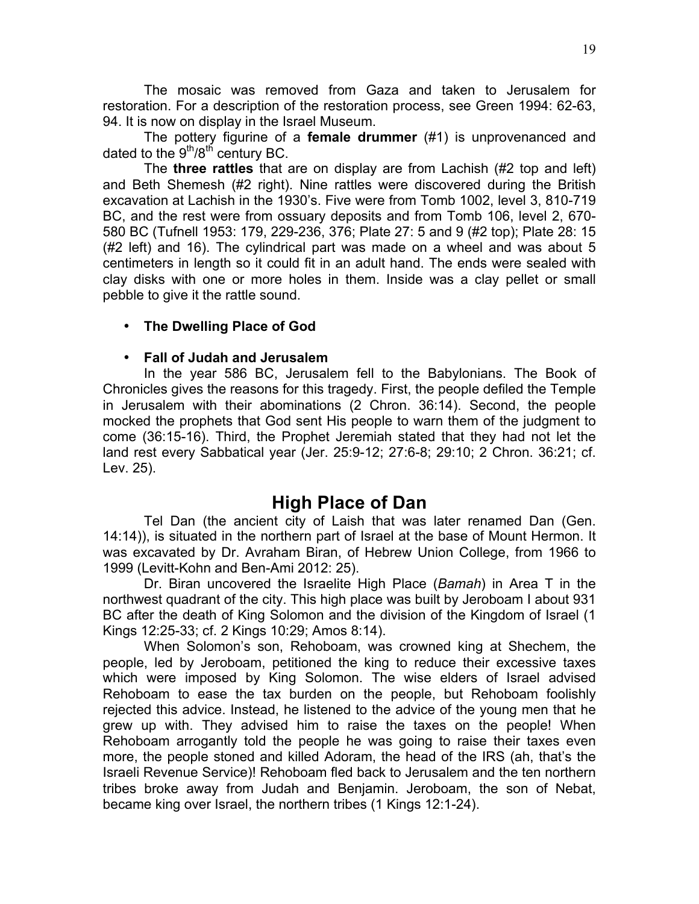The mosaic was removed from Gaza and taken to Jerusalem for restoration. For a description of the restoration process, see Green 1994: 62-63, 94. It is now on display in the Israel Museum.

The pottery figurine of a **female drummer** (#1) is unprovenanced and dated to the 9th/8th century BC.

The **three rattles** that are on display are from Lachish (#2 top and left) and Beth Shemesh (#2 right). Nine rattles were discovered during the British excavation at Lachish in the 1930's. Five were from Tomb 1002, level 3, 810-719 BC, and the rest were from ossuary deposits and from Tomb 106, level 2, 670-580 BC (Tufnell 1953: 179, 229-236, 376; Plate 27: 5 and 9 (#2 top); Plate 28: 15 (#2 left) and 16). The cylindrical part was made on a wheel and was about 5 centimeters in length so it could fit in an adult hand. The ends were sealed with clay disks with one or more holes in them. Inside was a clay pellet or small pebble to give it the rattle sound.

- **The Dwelling Place of God**

- **Fall of Judah and Jerusalem**

In the year 586 BC, Jerusalem fell to the Babylonians. The Book of Chronicles gives the reasons for this tragedy. First, the people defiled the Temple in Jerusalem with their abominations (2 Chron. 36:14). Second, the people mocked the prophets that God sent His people to warn them of the judgment to come (36:15-16). Third, the Prophet Jeremiah stated that they had not let the land rest every Sabbatical year (Jer. 25:9-12; 27:6-8; 29:10; 2 Chron. 36:21; cf. Lev. 25).

## High Place of Dan

Tel Dan (the ancient city of Laish that was later renamed Dan (Gen. 14:14)), is situated in the northern part of Israel at the base of Mount Hermon. It was excavated by Dr. Avraham Biran, of Hebrew Union College, from 1966 to 1999 (Levitt-Kohn and Ben-Ami 2012: 25).

Dr. Biran uncovered the Israelite High Place (*Bamah*) in Area T in the northwest quadrant of the city. This high place was built by Jeroboam I about 931 BC after the death of King Solomon and the division of the Kingdom of Israel (1 Kings 12:25-33; cf. 2 Kings 10:29; Amos 8:14).

When Solomon's son, Rehoboam, was crowned king at Shechem, the people, led by Jeroboam, petitioned the king to reduce their excessive taxes which were imposed by King Solomon. The wise elders of Israel advised Rehoboam to ease the tax burden on the people, but Rehoboam foolishly rejected this advice. Instead, he listened to the advice of the young men that he grew up with. They advised him to raise the taxes on the people! When Rehoboam arrogantly told the people he was going to raise their taxes even more, the people stoned and killed Adoram, the head of the IRS (ah, that's the Israeli Revenue Service)! Rehoboam fled back to Jerusalem and the ten northern tribes broke away from Judah and Benjamin. Jeroboam, the son of Nebat, became king over Israel, the northern tribes (1 Kings 12:1-24).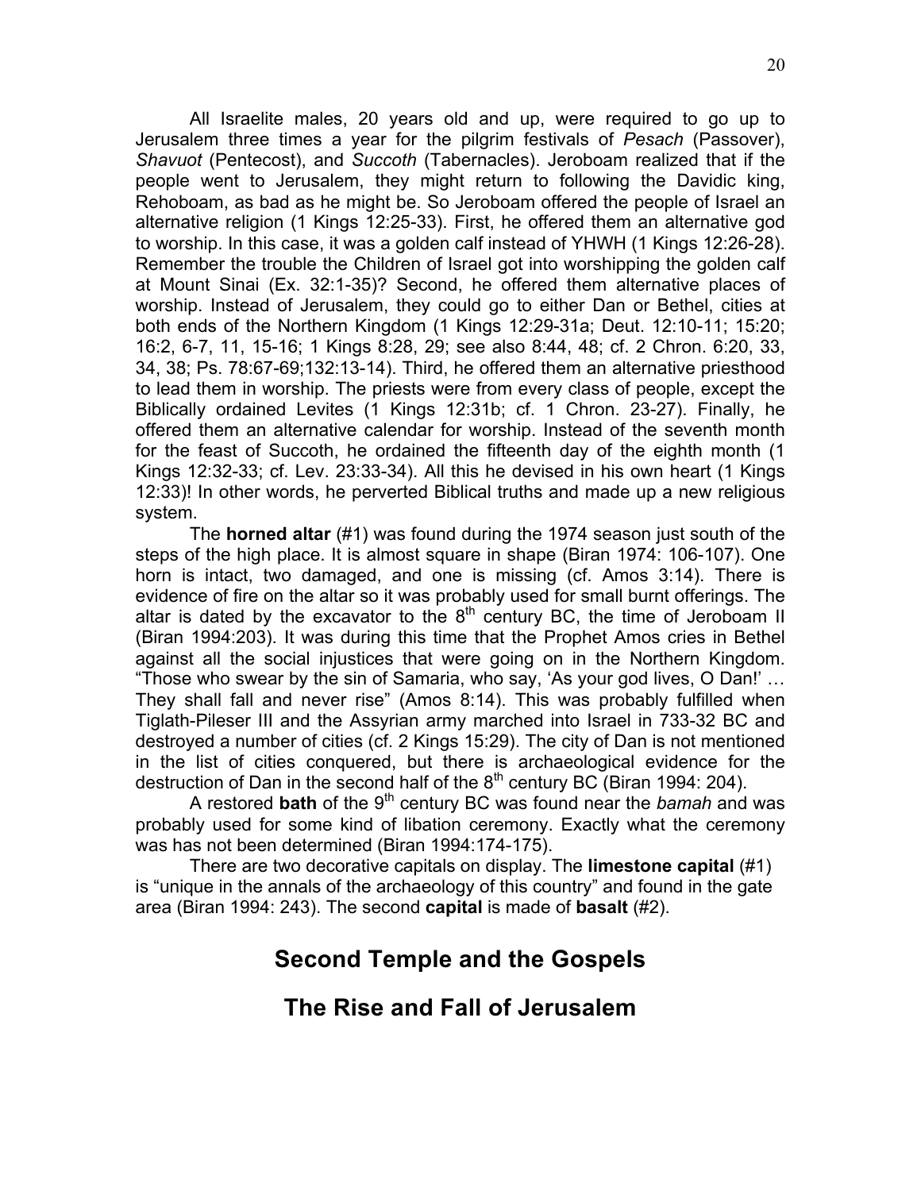All Israelite males, 20 years old and up, were required to go up to Jerusalem three times a year for the pilgrim festivals of *Pesach* (Passover), *Shavuot* (Pentecost), and *Succoth* (Tabernacles). Jeroboam realized that if the people went to Jerusalem, they might return to following the Davidic king, Rehoboam, as bad as he might be. So Jeroboam offered the people of Israel an alternative religion (1 Kings 12:25-33). First, he offered them an alternative god to worship. In this case, it was a golden calf instead of YHWH (1 Kings 12:26-28). Remember the trouble the Children of Israel got into worshipping the golden calf at Mount Sinai (Ex. 32:1-35)? Second, he offered them alternative places of worship. Instead of Jerusalem, they could go to either Dan or Bethel, cities at both ends of the Northern Kingdom (1 Kings 12:29-31a; Deut. 12:10-11; 15:20; 16:2, 6-7, 11, 15-16; 1 Kings 8:28, 29; see also 8:44, 48; cf. 2 Chron. 6:20, 33, 34, 38; Ps. 78:67-69;132:13-14). Third, he offered them an alternative priesthood to lead them in worship. The priests were from every class of people, except the Biblically ordained Levites (1 Kings 12:31b; cf. 1 Chron. 23-27). Finally, he offered them an alternative calendar for worship. Instead of the seventh month for the feast of Succoth, he ordained the fifteenth day of the eighth month (1 Kings 12:32-33; cf. Lev. 23:33-34). All this he devised in his own heart (1 Kings 12:33)! In other words, he perverted Biblical truths and made up a new religious system.

The **horned altar** (#1) was found during the 1974 season just south of the steps of the high place. It is almost square in shape (Biran 1974: 106-107). One horn is intact, two damaged, and one is missing (cf. Amos 3:14). There is evidence of fire on the altar so it was probably used for small burnt offerings. The altar is dated by the excavator to the 8th century BC, the time of Jeroboam II (Biran 1994:203). It was during this time that the Prophet Amos cries in Bethel against all the social injustices that were going on in the Northern Kingdom. “Those who swear by the sin of Samaria, who say, ‘As your god lives, O Dan!’ … They shall fall and never rise” (Amos 8:14). This was probably fulfilled when Tiglath-Pileser III and the Assyrian army marched into Israel in 733-32 BC and destroyed a number of cities (cf. 2 Kings 15:29). The city of Dan is not mentioned in the list of cities conquered, but there is archaeological evidence for the destruction of Dan in the second half of the 8th century BC (Biran 1994: 204).

A restored **bath** of the 9th century BC was found near the *bamah* and was probably used for some kind of libation ceremony. Exactly what the ceremony was has not been determined (Biran 1994:174-175).

There are two decorative capitals on display. The **limestone capital** (#1) is “unique in the annals of the archaeology of this country” and found in the gate area (Biran 1994: 243). The second **capital** is made of **basalt** (#2).

## Second Temple and the Gospels

## The Rise and Fall of Jerusalem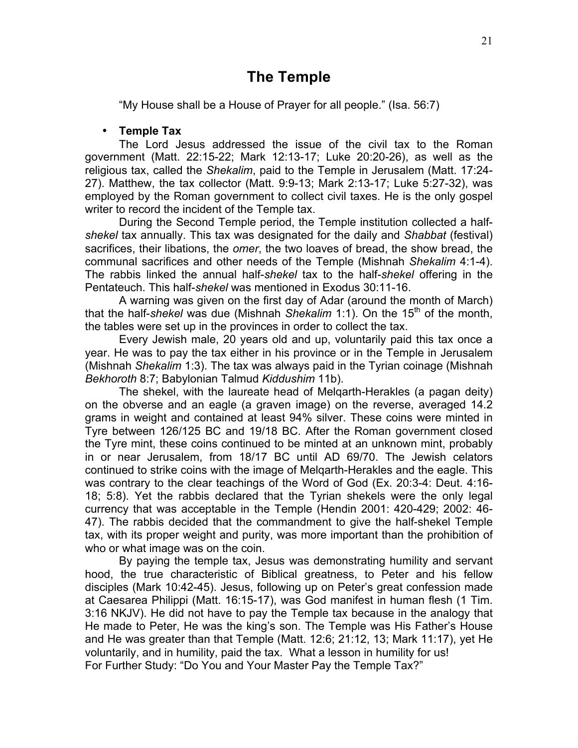# The Temple

"My House shall be a House of Prayer for all people." (Isa. 56:7)

- **Temple Tax**

The Lord Jesus addressed the issue of the civil tax to the Roman government (Matt. 22:15-22; Mark 12:13-17; Luke 20:20-26), as well as the religious tax, called the *Shekalim*, paid to the Temple in Jerusalem (Matt. 17:24-27). Matthew, the tax collector (Matt. 9:9-13; Mark 2:13-17; Luke 5:27-32), was employed by the Roman government to collect civil taxes. He is the only gospel writer to record the incident of the Temple tax.

During the Second Temple period, the Temple institution collected a half-*shekel* tax annually. This tax was designated for the daily and *Shabbat* (festival) sacrifices, their libations, the *omer*, the two loaves of bread, the show bread, the communal sacrifices and other needs of the Temple (Mishnah *Shekalim* 4:1-4). The rabbis linked the annual half-*shekel* tax to the half-*shekel* offering in the Pentateuch. This half-*shekel* was mentioned in Exodus 30:11-16.

A warning was given on the first day of Adar (around the month of March) that the half-*shekel* was due (Mishnah *Shekalim* 1:1). On the 15th of the month, the tables were set up in the provinces in order to collect the tax.

Every Jewish male, 20 years old and up, voluntarily paid this tax once a year. He was to pay the tax either in his province or in the Temple in Jerusalem (Mishnah *Shekalim* 1:3). The tax was always paid in the Tyrian coinage (Mishnah *Bekhoroth* 8:7; Babylonian Talmud *Kiddushim* 11b).

The shekel, with the laureate head of Melqarth-Herakles (a pagan deity) on the obverse and an eagle (a graven image) on the reverse, averaged 14.2 grams in weight and contained at least 94% silver. These coins were minted in Tyre between 126/125 BC and 19/18 BC. After the Roman government closed the Tyre mint, these coins continued to be minted at an unknown mint, probably in or near Jerusalem, from 18/17 BC until AD 69/70. The Jewish celators continued to strike coins with the image of Melqarth-Herakles and the eagle. This was contrary to the clear teachings of the Word of God (Ex. 20:3-4: Deut. 4:16-18; 5:8). Yet the rabbis declared that the Tyrian shekels were the only legal currency that was acceptable in the Temple (Hendin 2001: 420-429; 2002: 46-47). The rabbis decided that the commandment to give the half-shekel Temple tax, with its proper weight and purity, was more important than the prohibition of who or what image was on the coin.

By paying the temple tax, Jesus was demonstrating humility and servant hood, the true characteristic of Biblical greatness, to Peter and his fellow disciples (Mark 10:42-45). Jesus, following up on Peter's great confession made at Caesarea Philippi (Matt. 16:15-17), was God manifest in human flesh (1 Tim. 3:16 NKJV). He did not have to pay the Temple tax because in the analogy that He made to Peter, He was the king's son. The Temple was His Father's House and He was greater than that Temple (Matt. 12:6; 21:12, 13; Mark 11:17), yet He voluntarily, and in humility, paid the tax. What a lesson in humility for us!

For Further Study: "Do You and Your Master Pay the Temple Tax?"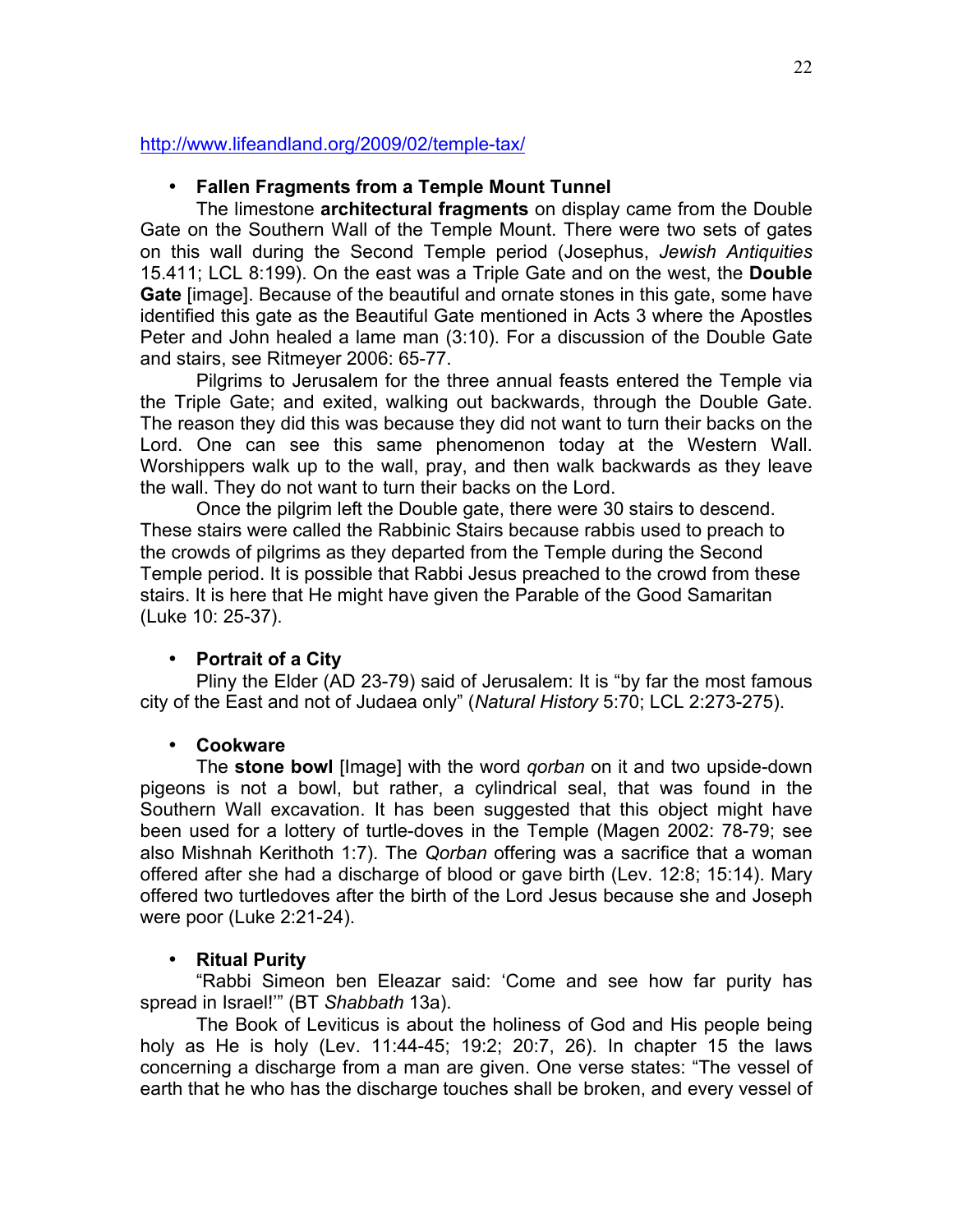http://www.lifeandland.org/2009/02/temple-tax/

- **Fallen Fragments from a Temple Mount Tunnel**

The limestone **architectural fragments** on display came from the Double Gate on the Southern Wall of the Temple Mount. There were two sets of gates on this wall during the Second Temple period (Josephus, *Jewish Antiquities* 15.411; LCL 8:199). On the east was a Triple Gate and on the west, the **Double Gate** [image]. Because of the beautiful and ornate stones in this gate, some have identified this gate as the Beautiful Gate mentioned in Acts 3 where the Apostles Peter and John healed a lame man (3:10). For a discussion of the Double Gate and stairs, see Ritmeyer 2006: 65-77.

Pilgrims to Jerusalem for the three annual feasts entered the Temple via the Triple Gate; and exited, walking out backwards, through the Double Gate. The reason they did this was because they did not want to turn their backs on the Lord. One can see this same phenomenon today at the Western Wall. Worshippers walk up to the wall, pray, and then walk backwards as they leave the wall. They do not want to turn their backs on the Lord.

Once the pilgrim left the Double gate, there were 30 stairs to descend. These stairs were called the Rabbinic Stairs because rabbis used to preach to the crowds of pilgrims as they departed from the Temple during the Second Temple period. It is possible that Rabbi Jesus preached to the crowd from these stairs. It is here that He might have given the Parable of the Good Samaritan (Luke 10: 25-37).

- **Portrait of a City**

Pliny the Elder (AD 23-79) said of Jerusalem: It is "by far the most famous city of the East and not of Judaea only" (*Natural History* 5:70; LCL 2:273-275).

- **Cookware**

The **stone bowl** [Image] with the word *qorban* on it and two upside-down pigeons is not a bowl, but rather, a cylindrical seal, that was found in the Southern Wall excavation. It has been suggested that this object might have been used for a lottery of turtle-doves in the Temple (Magen 2002: 78-79; see also Mishnah Kerithoth 1:7). The *Qorban* offering was a sacrifice that a woman offered after she had a discharge of blood or gave birth (Lev. 12:8; 15:14). Mary offered two turtledoves after the birth of the Lord Jesus because she and Joseph were poor (Luke 2:21-24).

- **Ritual Purity**

"Rabbi Simeon ben Eleazar said: 'Come and see how far purity has spread in Israel!'" (BT *Shabbath* 13a).

The Book of Leviticus is about the holiness of God and His people being holy as He is holy (Lev. 11:44-45; 19:2; 20:7, 26). In chapter 15 the laws concerning a discharge from a man are given. One verse states: "The vessel of earth that he who has the discharge touches shall be broken, and every vessel of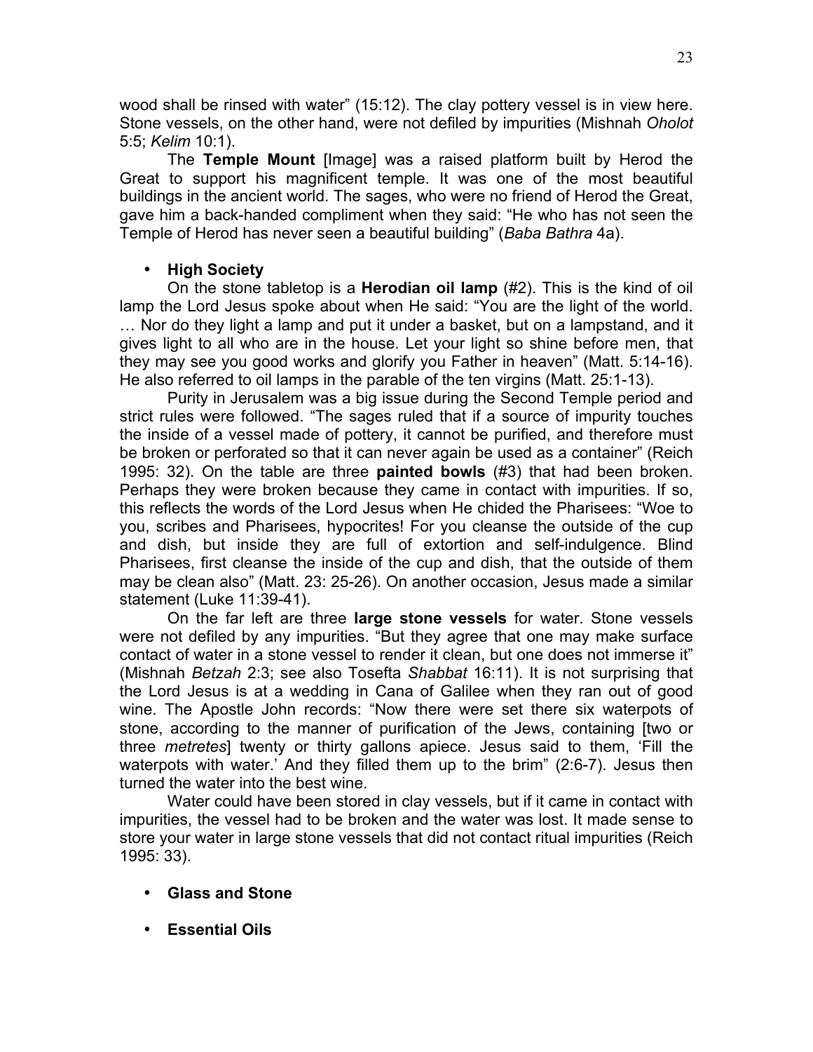wood shall be rinsed with water" (15:12). The clay pottery vessel is in view here. Stone vessels, on the other hand, were not defiled by impurities (Mishnah *Oholot* 5:5; *Kelim* 10:1).

The **Temple Mount** [Image] was a raised platform built by Herod the Great to support his magnificent temple. It was one of the most beautiful buildings in the ancient world. The sages, who were no friend of Herod the Great, gave him a back-handed compliment when they said: "He who has not seen the Temple of Herod has never seen a beautiful building" (*Baba Bathra* 4a).

- **High Society**

On the stone tabletop is a **Herodian oil lamp** (#2). This is the kind of oil lamp the Lord Jesus spoke about when He said: "You are the light of the world. … Nor do they light a lamp and put it under a basket, but on a lampstand, and it gives light to all who are in the house. Let your light so shine before men, that they may see you good works and glorify you Father in heaven" (Matt. 5:14-16). He also referred to oil lamps in the parable of the ten virgins (Matt. 25:1-13).

Purity in Jerusalem was a big issue during the Second Temple period and strict rules were followed. "The sages ruled that if a source of impurity touches the inside of a vessel made of pottery, it cannot be purified, and therefore must be broken or perforated so that it can never again be used as a container" (Reich 1995: 32). On the table are three **painted bowls** (#3) that had been broken. Perhaps they were broken because they came in contact with impurities. If so, this reflects the words of the Lord Jesus when He chided the Pharisees: "Woe to you, scribes and Pharisees, hypocrites! For you cleanse the outside of the cup and dish, but inside they are full of extortion and self-indulgence. Blind Pharisees, first cleanse the inside of the cup and dish, that the outside of them may be clean also" (Matt. 23: 25-26). On another occasion, Jesus made a similar statement (Luke 11:39-41).

On the far left are three **large stone vessels** for water. Stone vessels were not defiled by any impurities. "But they agree that one may make surface contact of water in a stone vessel to render it clean, but one does not immerse it" (Mishnah *Betzah* 2:3; see also Tosefta *Shabbat* 16:11). It is not surprising that the Lord Jesus is at a wedding in Cana of Galilee when they ran out of good wine. The Apostle John records: "Now there were set there six waterpots of stone, according to the manner of purification of the Jews, containing [two or three *metretes*] twenty or thirty gallons apiece. Jesus said to them, 'Fill the waterpots with water.' And they filled them up to the brim" (2:6-7). Jesus then turned the water into the best wine.

Water could have been stored in clay vessels, but if it came in contact with impurities, the vessel had to be broken and the water was lost. It made sense to store your water in large stone vessels that did not contact ritual impurities (Reich 1995: 33).

- **Glass and Stone**

- **Essential Oils**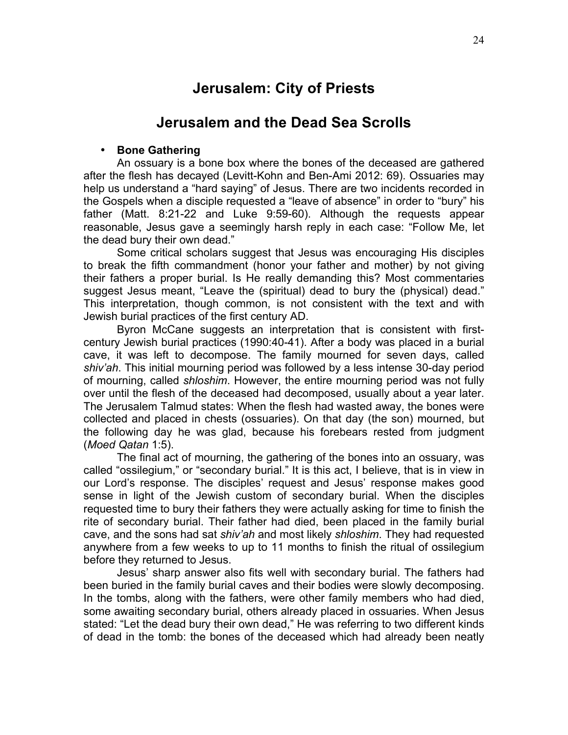# Jerusalem: City of Priests

## Jerusalem and the Dead Sea Scrolls

- **Bone Gathering**

An ossuary is a bone box where the bones of the deceased are gathered after the flesh has decayed (Levitt-Kohn and Ben-Ami 2012: 69). Ossuaries may help us understand a "hard saying" of Jesus. There are two incidents recorded in the Gospels when a disciple requested a "leave of absence" in order to "bury" his father (Matt. 8:21-22 and Luke 9:59-60). Although the requests appear reasonable, Jesus gave a seemingly harsh reply in each case: "Follow Me, let the dead bury their own dead."

Some critical scholars suggest that Jesus was encouraging His disciples to break the fifth commandment (honor your father and mother) by not giving their fathers a proper burial. Is He really demanding this? Most commentaries suggest Jesus meant, "Leave the (spiritual) dead to bury the (physical) dead." This interpretation, though common, is not consistent with the text and with Jewish burial practices of the first century AD.

Byron McCane suggests an interpretation that is consistent with first-century Jewish burial practices (1990:40-41). After a body was placed in a burial cave, it was left to decompose. The family mourned for seven days, called *shiv'ah*. This initial mourning period was followed by a less intense 30-day period of mourning, called *shloshim*. However, the entire mourning period was not fully over until the flesh of the deceased had decomposed, usually about a year later. The Jerusalem Talmud states: When the flesh had wasted away, the bones were collected and placed in chests (ossuaries). On that day (the son) mourned, but the following day he was glad, because his forebears rested from judgment (*Moed Qatan* 1:5).

The final act of mourning, the gathering of the bones into an ossuary, was called "ossilegium," or "secondary burial." It is this act, I believe, that is in view in our Lord's response. The disciples' request and Jesus' response makes good sense in light of the Jewish custom of secondary burial. When the disciples requested time to bury their fathers they were actually asking for time to finish the rite of secondary burial. Their father had died, been placed in the family burial cave, and the sons had sat *shiv'ah* and most likely *shloshim*. They had requested anywhere from a few weeks to up to 11 months to finish the ritual of ossilegium before they returned to Jesus.

Jesus' sharp answer also fits well with secondary burial. The fathers had been buried in the family burial caves and their bodies were slowly decomposing. In the tombs, along with the fathers, were other family members who had died, some awaiting secondary burial, others already placed in ossuaries. When Jesus stated: "Let the dead bury their own dead," He was referring to two different kinds of dead in the tomb: the bones of the deceased which had already been neatly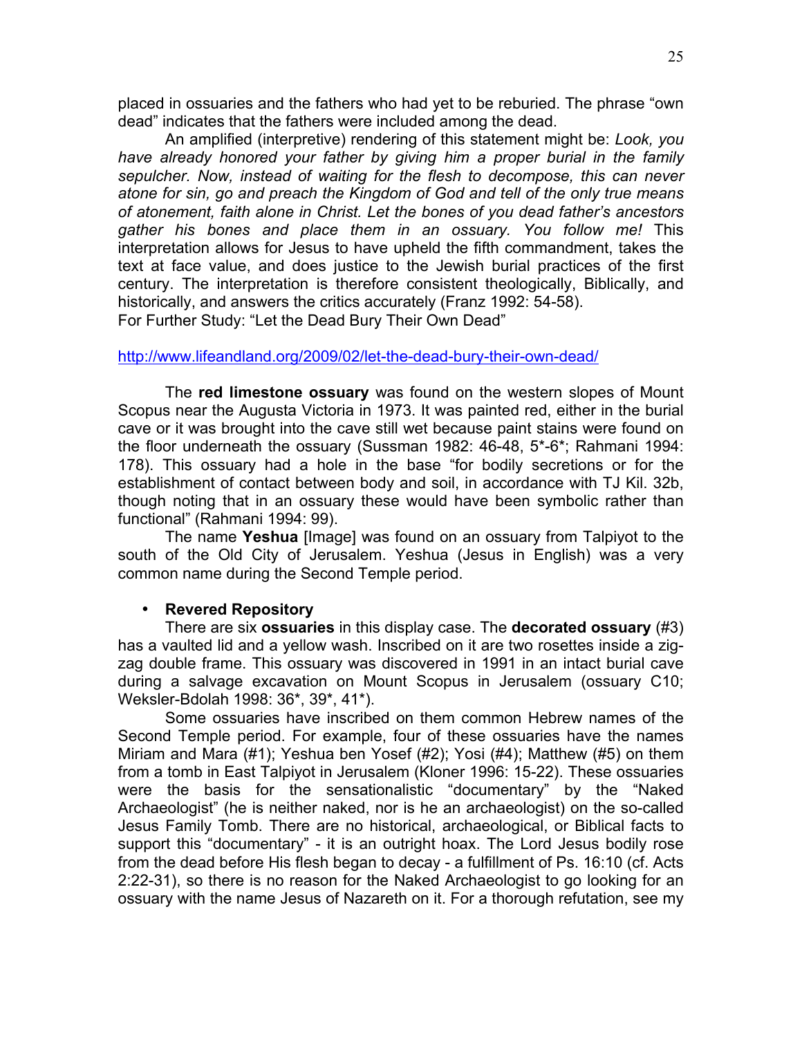placed in ossuaries and the fathers who had yet to be reburied. The phrase "own dead" indicates that the fathers were included among the dead.

An amplified (interpretive) rendering of this statement might be: *Look, you have already honored your father by giving him a proper burial in the family sepulcher. Now, instead of waiting for the flesh to decompose, this can never atone for sin, go and preach the Kingdom of God and tell of the only true means of atonement, faith alone in Christ. Let the bones of you dead father's ancestors gather his bones and place them in an ossuary. You follow me!* This interpretation allows for Jesus to have upheld the fifth commandment, takes the text at face value, and does justice to the Jewish burial practices of the first century. The interpretation is therefore consistent theologically, Biblically, and historically, and answers the critics accurately (Franz 1992: 54-58).

For Further Study: "Let the Dead Bury Their Own Dead"

http://www.lifeandland.org/2009/02/let-the-dead-bury-their-own-dead/

The **red limestone ossuary** was found on the western slopes of Mount Scopus near the Augusta Victoria in 1973. It was painted red, either in the burial cave or it was brought into the cave still wet because paint stains were found on the floor underneath the ossuary (Sussman 1982: 46-48, 5*-6*; Rahmani 1994: 178). This ossuary had a hole in the base "for bodily secretions or for the establishment of contact between body and soil, in accordance with TJ Kil. 32b, though noting that in an ossuary these would have been symbolic rather than functional" (Rahmani 1994: 99).

The name **Yeshua** [Image] was found on an ossuary from Talpiyot to the south of the Old City of Jerusalem. Yeshua (Jesus in English) was a very common name during the Second Temple period.

- **Revered Repository**

There are six **ossuaries** in this display case. The **decorated ossuary** (#3) has a vaulted lid and a yellow wash. Inscribed on it are two rosettes inside a zig-zag double frame. This ossuary was discovered in 1991 in an intact burial cave during a salvage excavation on Mount Scopus in Jerusalem (ossuary C10; Weksler-Bdolah 1998: 36*, 39*, 41*).

Some ossuaries have inscribed on them common Hebrew names of the Second Temple period. For example, four of these ossuaries have the names Miriam and Mara (#1); Yeshua ben Yosef (#2); Yosi (#4); Matthew (#5) on them from a tomb in East Talpiyot in Jerusalem (Kloner 1996: 15-22). These ossuaries were the basis for the sensationalistic "documentary" by the "Naked Archaeologist" (he is neither naked, nor is he an archaeologist) on the so-called Jesus Family Tomb. There are no historical, archaeological, or Biblical facts to support this "documentary" - it is an outright hoax. The Lord Jesus bodily rose from the dead before His flesh began to decay - a fulfillment of Ps. 16:10 (cf. Acts 2:22-31), so there is no reason for the Naked Archaeologist to go looking for an ossuary with the name Jesus of Nazareth on it. For a thorough refutation, see my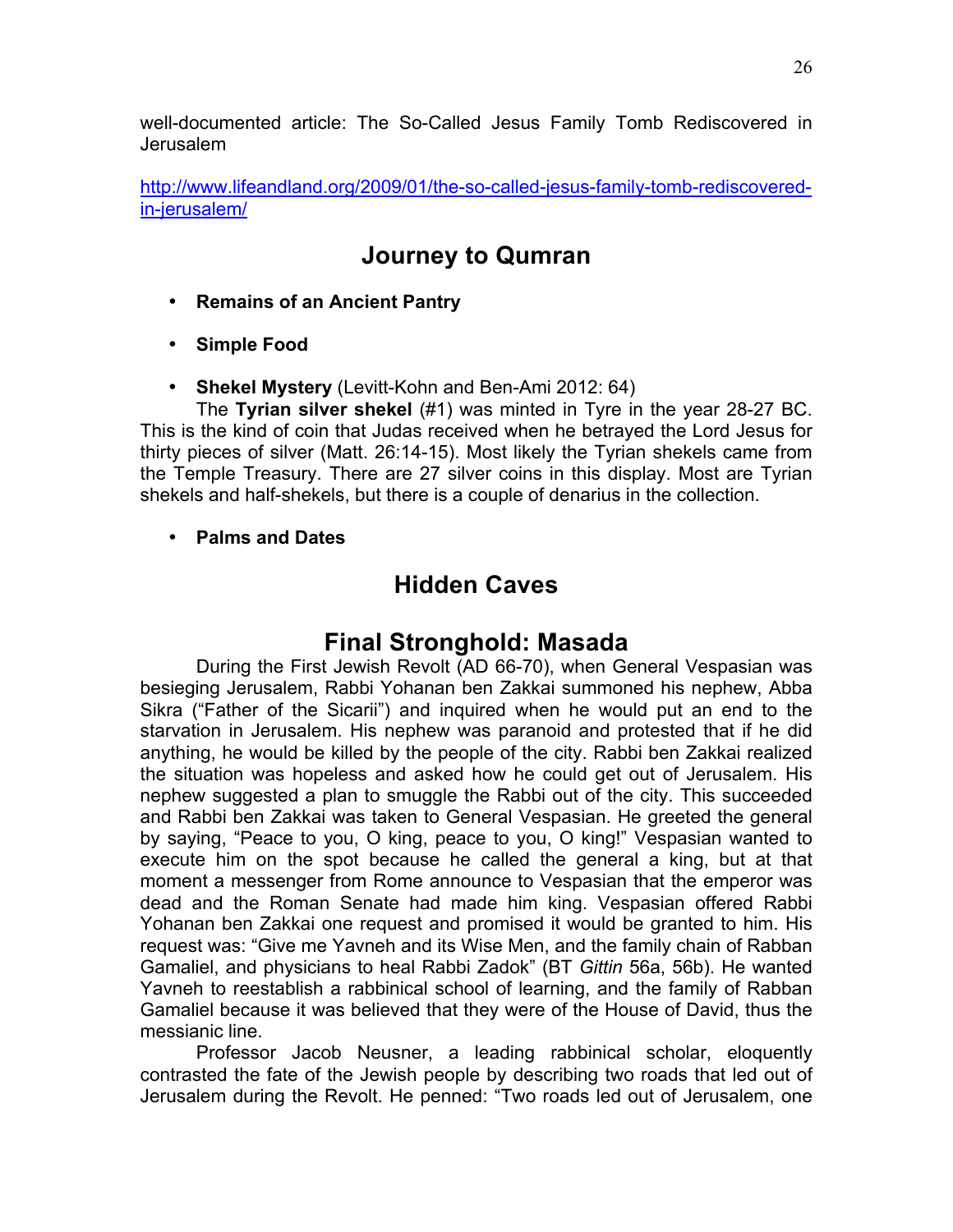well-documented article: The So-Called Jesus Family Tomb Rediscovered in Jerusalem

http://www.lifeandland.org/2009/01/the-so-called-jesus-family-tomb-rediscovered-in-jerusalem/

## Journey to Qumran

- **Remains of an Ancient Pantry**
- **Simple Food**
- **Shekel Mystery** (Levitt-Kohn and Ben-Ami 2012: 64)

The **Tyrian silver shekel** (#1) was minted in Tyre in the year 28-27 BC. This is the kind of coin that Judas received when he betrayed the Lord Jesus for thirty pieces of silver (Matt. 26:14-15). Most likely the Tyrian shekels came from the Temple Treasury. There are 27 silver coins in this display. Most are Tyrian shekels and half-shekels, but there is a couple of denarius in the collection.

- **Palms and Dates**

## Hidden Caves

## Final Stronghold: Masada

During the First Jewish Revolt (AD 66-70), when General Vespasian was besieging Jerusalem, Rabbi Yohanan ben Zakkai summoned his nephew, Abba Sikra ("Father of the Sicarii") and inquired when he would put an end to the starvation in Jerusalem. His nephew was paranoid and protested that if he did anything, he would be killed by the people of the city. Rabbi ben Zakkai realized the situation was hopeless and asked how he could get out of Jerusalem. His nephew suggested a plan to smuggle the Rabbi out of the city. This succeeded and Rabbi ben Zakkai was taken to General Vespasian. He greeted the general by saying, "Peace to you, O king, peace to you, O king!" Vespasian wanted to execute him on the spot because he called the general a king, but at that moment a messenger from Rome announce to Vespasian that the emperor was dead and the Roman Senate had made him king. Vespasian offered Rabbi Yohanan ben Zakkai one request and promised it would be granted to him. His request was: "Give me Yavneh and its Wise Men, and the family chain of Rabban Gamaliel, and physicians to heal Rabbi Zadok" (BT *Gittin* 56a, 56b). He wanted Yavneh to reestablish a rabbinical school of learning, and the family of Rabban Gamaliel because it was believed that they were of the House of David, thus the messianic line.

Professor Jacob Neusner, a leading rabbinical scholar, eloquently contrasted the fate of the Jewish people by describing two roads that led out of Jerusalem during the Revolt. He penned: "Two roads led out of Jerusalem, one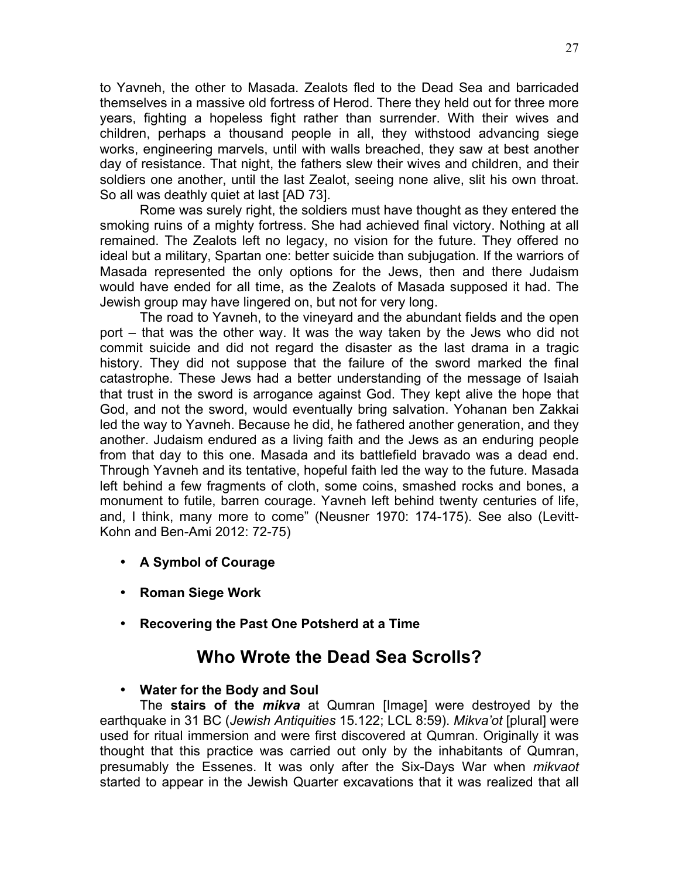to Yavneh, the other to Masada. Zealots fled to the Dead Sea and barricaded themselves in a massive old fortress of Herod. There they held out for three more years, fighting a hopeless fight rather than surrender. With their wives and children, perhaps a thousand people in all, they withstood advancing siege works, engineering marvels, until with walls breached, they saw at best another day of resistance. That night, the fathers slew their wives and children, and their soldiers one another, until the last Zealot, seeing none alive, slit his own throat. So all was deathly quiet at last [AD 73].

Rome was surely right, the soldiers must have thought as they entered the smoking ruins of a mighty fortress. She had achieved final victory. Nothing at all remained. The Zealots left no legacy, no vision for the future. They offered no ideal but a military, Spartan one: better suicide than subjugation. If the warriors of Masada represented the only options for the Jews, then and there Judaism would have ended for all time, as the Zealots of Masada supposed it had. The Jewish group may have lingered on, but not for very long.

The road to Yavneh, to the vineyard and the abundant fields and the open port – that was the other way. It was the way taken by the Jews who did not commit suicide and did not regard the disaster as the last drama in a tragic history. They did not suppose that the failure of the sword marked the final catastrophe. These Jews had a better understanding of the message of Isaiah that trust in the sword is arrogance against God. They kept alive the hope that God, and not the sword, would eventually bring salvation. Yohanan ben Zakkai led the way to Yavneh. Because he did, he fathered another generation, and they another. Judaism endured as a living faith and the Jews as an enduring people from that day to this one. Masada and its battlefield bravado was a dead end. Through Yavneh and its tentative, hopeful faith led the way to the future. Masada left behind a few fragments of cloth, some coins, smashed rocks and bones, a monument to futile, barren courage. Yavneh left behind twenty centuries of life, and, I think, many more to come" (Neusner 1970: 174-175). See also (Levitt-Kohn and Ben-Ami 2012: 72-75)

- **A Symbol of Courage**
- **Roman Siege Work**
- **Recovering the Past One Potsherd at a Time**

## Who Wrote the Dead Sea Scrolls?

- **Water for the Body and Soul**

The **stairs of the *mikva*** at Qumran [Image] were destroyed by the earthquake in 31 BC (*Jewish Antiquities* 15.122; LCL 8:59). *Mikva'ot* [plural] were used for ritual immersion and were first discovered at Qumran. Originally it was thought that this practice was carried out only by the inhabitants of Qumran, presumably the Essenes. It was only after the Six-Days War when *mikvaot* started to appear in the Jewish Quarter excavations that it was realized that all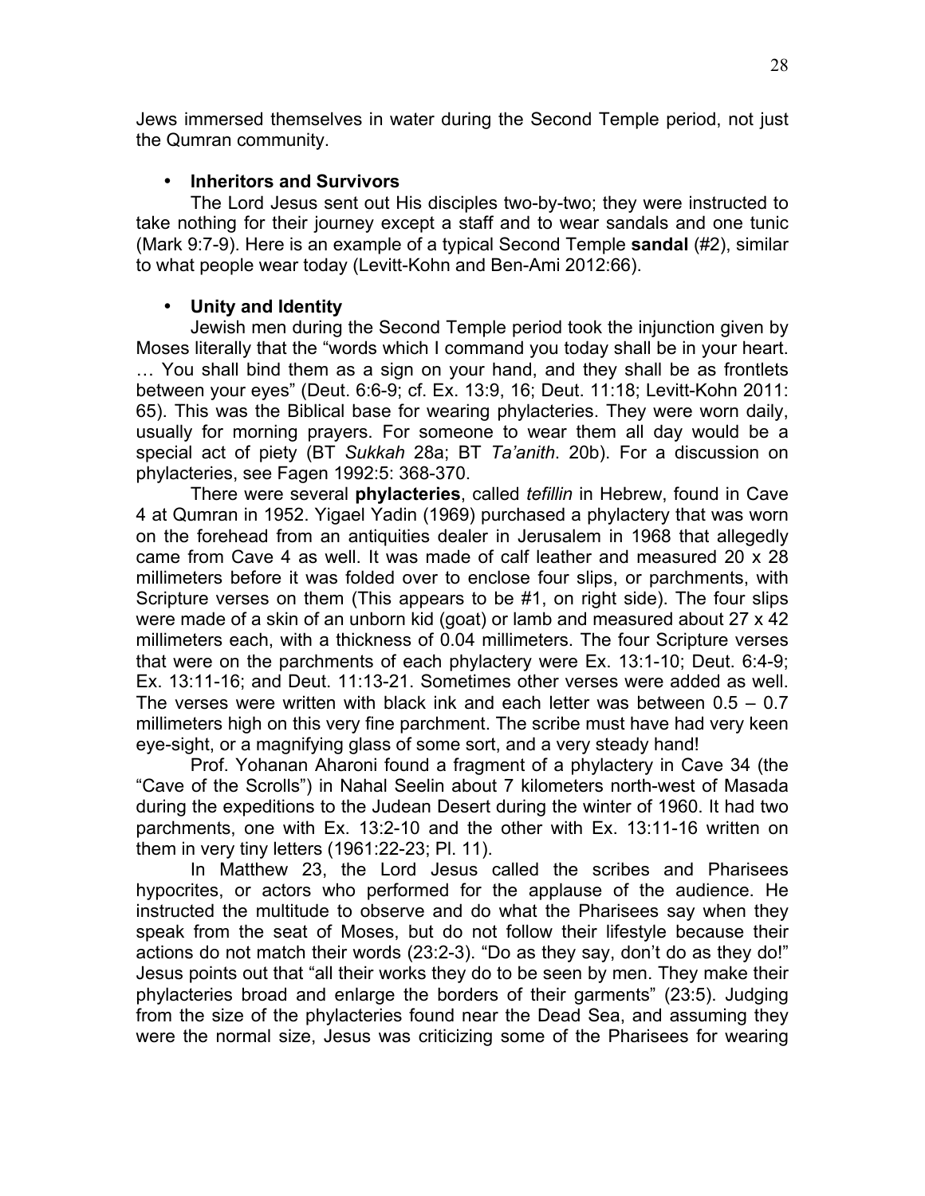Jews immersed themselves in water during the Second Temple period, not just the Qumran community.

- **Inheritors and Survivors**

The Lord Jesus sent out His disciples two-by-two; they were instructed to take nothing for their journey except a staff and to wear sandals and one tunic (Mark 9:7-9). Here is an example of a typical Second Temple **sandal** (#2), similar to what people wear today (Levitt-Kohn and Ben-Ami 2012:66).

- **Unity and Identity**

Jewish men during the Second Temple period took the injunction given by Moses literally that the "words which I command you today shall be in your heart. … You shall bind them as a sign on your hand, and they shall be as frontlets between your eyes" (Deut. 6:6-9; cf. Ex. 13:9, 16; Deut. 11:18; Levitt-Kohn 2011: 65). This was the Biblical base for wearing phylacteries. They were worn daily, usually for morning prayers. For someone to wear them all day would be a special act of piety (BT *Sukkah* 28a; BT *Ta'anith*. 20b). For a discussion on phylacteries, see Fagen 1992:5: 368-370.

There were several **phylacteries**, called *tefillin* in Hebrew, found in Cave 4 at Qumran in 1952. Yigael Yadin (1969) purchased a phylactery that was worn on the forehead from an antiquities dealer in Jerusalem in 1968 that allegedly came from Cave 4 as well. It was made of calf leather and measured 20 x 28 millimeters before it was folded over to enclose four slips, or parchments, with Scripture verses on them (This appears to be #1, on right side). The four slips were made of a skin of an unborn kid (goat) or lamb and measured about 27 x 42 millimeters each, with a thickness of 0.04 millimeters. The four Scripture verses that were on the parchments of each phylactery were Ex. 13:1-10; Deut. 6:4-9; Ex. 13:11-16; and Deut. 11:13-21. Sometimes other verses were added as well. The verses were written with black ink and each letter was between 0.5 – 0.7 millimeters high on this very fine parchment. The scribe must have had very keen eye-sight, or a magnifying glass of some sort, and a very steady hand!

Prof. Yohanan Aharoni found a fragment of a phylactery in Cave 34 (the "Cave of the Scrolls") in Nahal Seelin about 7 kilometers north-west of Masada during the expeditions to the Judean Desert during the winter of 1960. It had two parchments, one with Ex. 13:2-10 and the other with Ex. 13:11-16 written on them in very tiny letters (1961:22-23; Pl. 11).

In Matthew 23, the Lord Jesus called the scribes and Pharisees hypocrites, or actors who performed for the applause of the audience. He instructed the multitude to observe and do what the Pharisees say when they speak from the seat of Moses, but do not follow their lifestyle because their actions do not match their words (23:2-3). "Do as they say, don't do as they do!" Jesus points out that "all their works they do to be seen by men. They make their phylacteries broad and enlarge the borders of their garments" (23:5). Judging from the size of the phylacteries found near the Dead Sea, and assuming they were the normal size, Jesus was criticizing some of the Pharisees for wearing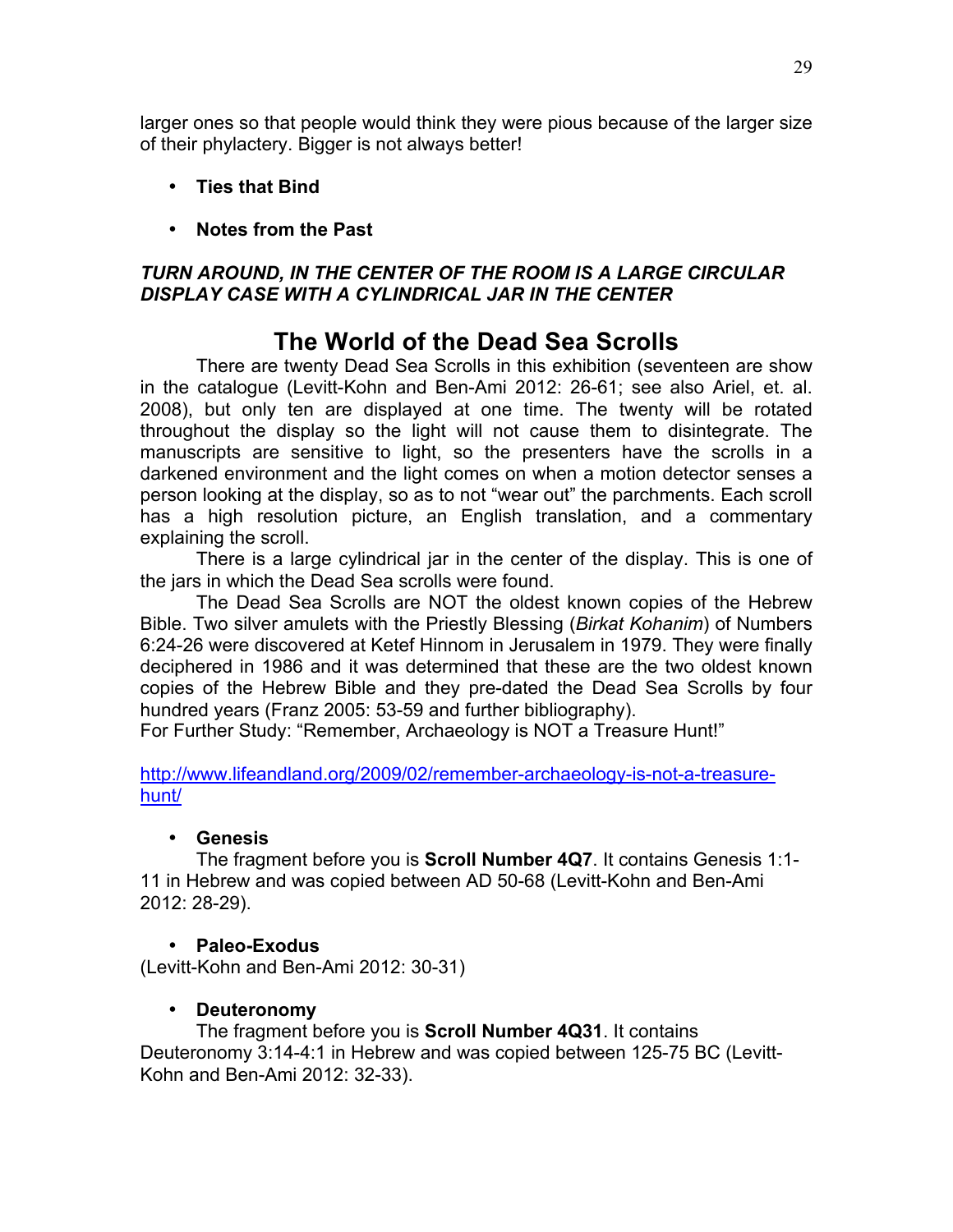larger ones so that people would think they were pious because of the larger size of their phylactery. Bigger is not always better!

- **Ties that Bind**
- **Notes from the Past**

***TURN AROUND, IN THE CENTER OF THE ROOM IS A LARGE CIRCULAR DISPLAY CASE WITH A CYLINDRICAL JAR IN THE CENTER***

## The World of the Dead Sea Scrolls

There are twenty Dead Sea Scrolls in this exhibition (seventeen are show in the catalogue (Levitt-Kohn and Ben-Ami 2012: 26-61; see also Ariel, et. al. 2008), but only ten are displayed at one time. The twenty will be rotated throughout the display so the light will not cause them to disintegrate. The manuscripts are sensitive to light, so the presenters have the scrolls in a darkened environment and the light comes on when a motion detector senses a person looking at the display, so as to not "wear out" the parchments. Each scroll has a high resolution picture, an English translation, and a commentary explaining the scroll.

There is a large cylindrical jar in the center of the display. This is one of the jars in which the Dead Sea scrolls were found.

The Dead Sea Scrolls are NOT the oldest known copies of the Hebrew Bible. Two silver amulets with the Priestly Blessing (*Birkat Kohanim*) of Numbers 6:24-26 were discovered at Ketef Hinnom in Jerusalem in 1979. They were finally deciphered in 1986 and it was determined that these are the two oldest known copies of the Hebrew Bible and they pre-dated the Dead Sea Scrolls by four hundred years (Franz 2005: 53-59 and further bibliography).

For Further Study: "Remember, Archaeology is NOT a Treasure Hunt!"

http://www.lifeandland.org/2009/02/remember-archaeology-is-not-a-treasure-hunt/

- **Genesis**

The fragment before you is **Scroll Number 4Q7**. It contains Genesis 1:1-11 in Hebrew and was copied between AD 50-68 (Levitt-Kohn and Ben-Ami 2012: 28-29).

- **Paleo-Exodus**

(Levitt-Kohn and Ben-Ami 2012: 30-31)

- **Deuteronomy**

The fragment before you is **Scroll Number 4Q31**. It contains Deuteronomy 3:14-4:1 in Hebrew and was copied between 125-75 BC (Levitt-Kohn and Ben-Ami 2012: 32-33).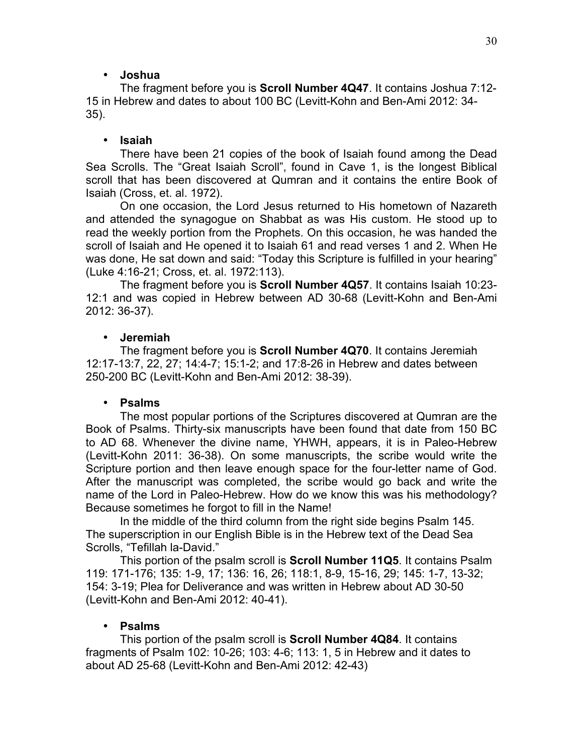- **Joshua**

The fragment before you is **Scroll Number 4Q47**. It contains Joshua 7:12-15 in Hebrew and dates to about 100 BC (Levitt-Kohn and Ben-Ami 2012: 34-35).

- **Isaiah**

There have been 21 copies of the book of Isaiah found among the Dead Sea Scrolls. The "Great Isaiah Scroll", found in Cave 1, is the longest Biblical scroll that has been discovered at Qumran and it contains the entire Book of Isaiah (Cross, et. al. 1972).

On one occasion, the Lord Jesus returned to His hometown of Nazareth and attended the synagogue on Shabbat as was His custom. He stood up to read the weekly portion from the Prophets. On this occasion, he was handed the scroll of Isaiah and He opened it to Isaiah 61 and read verses 1 and 2. When He was done, He sat down and said: "Today this Scripture is fulfilled in your hearing" (Luke 4:16-21; Cross, et. al. 1972:113).

The fragment before you is **Scroll Number 4Q57**. It contains Isaiah 10:23-12:1 and was copied in Hebrew between AD 30-68 (Levitt-Kohn and Ben-Ami 2012: 36-37).

- **Jeremiah**

The fragment before you is **Scroll Number 4Q70**. It contains Jeremiah 12:17-13:7, 22, 27; 14:4-7; 15:1-2; and 17:8-26 in Hebrew and dates between 250-200 BC (Levitt-Kohn and Ben-Ami 2012: 38-39).

- **Psalms**

The most popular portions of the Scriptures discovered at Qumran are the Book of Psalms. Thirty-six manuscripts have been found that date from 150 BC to AD 68. Whenever the divine name, YHWH, appears, it is in Paleo-Hebrew (Levitt-Kohn 2011: 36-38). On some manuscripts, the scribe would write the Scripture portion and then leave enough space for the four-letter name of God. After the manuscript was completed, the scribe would go back and write the name of the Lord in Paleo-Hebrew. How do we know this was his methodology? Because sometimes he forgot to fill in the Name!

In the middle of the third column from the right side begins Psalm 145. The superscription in our English Bible is in the Hebrew text of the Dead Sea Scrolls, "Tefillah la-David."

This portion of the psalm scroll is **Scroll Number 11Q5**. It contains Psalm 119: 171-176; 135: 1-9, 17; 136: 16, 26; 118:1, 8-9, 15-16, 29; 145: 1-7, 13-32; 154: 3-19; Plea for Deliverance and was written in Hebrew about AD 30-50 (Levitt-Kohn and Ben-Ami 2012: 40-41).

- **Psalms**

This portion of the psalm scroll is **Scroll Number 4Q84**. It contains fragments of Psalm 102: 10-26; 103: 4-6; 113: 1, 5 in Hebrew and it dates to about AD 25-68 (Levitt-Kohn and Ben-Ami 2012: 42-43)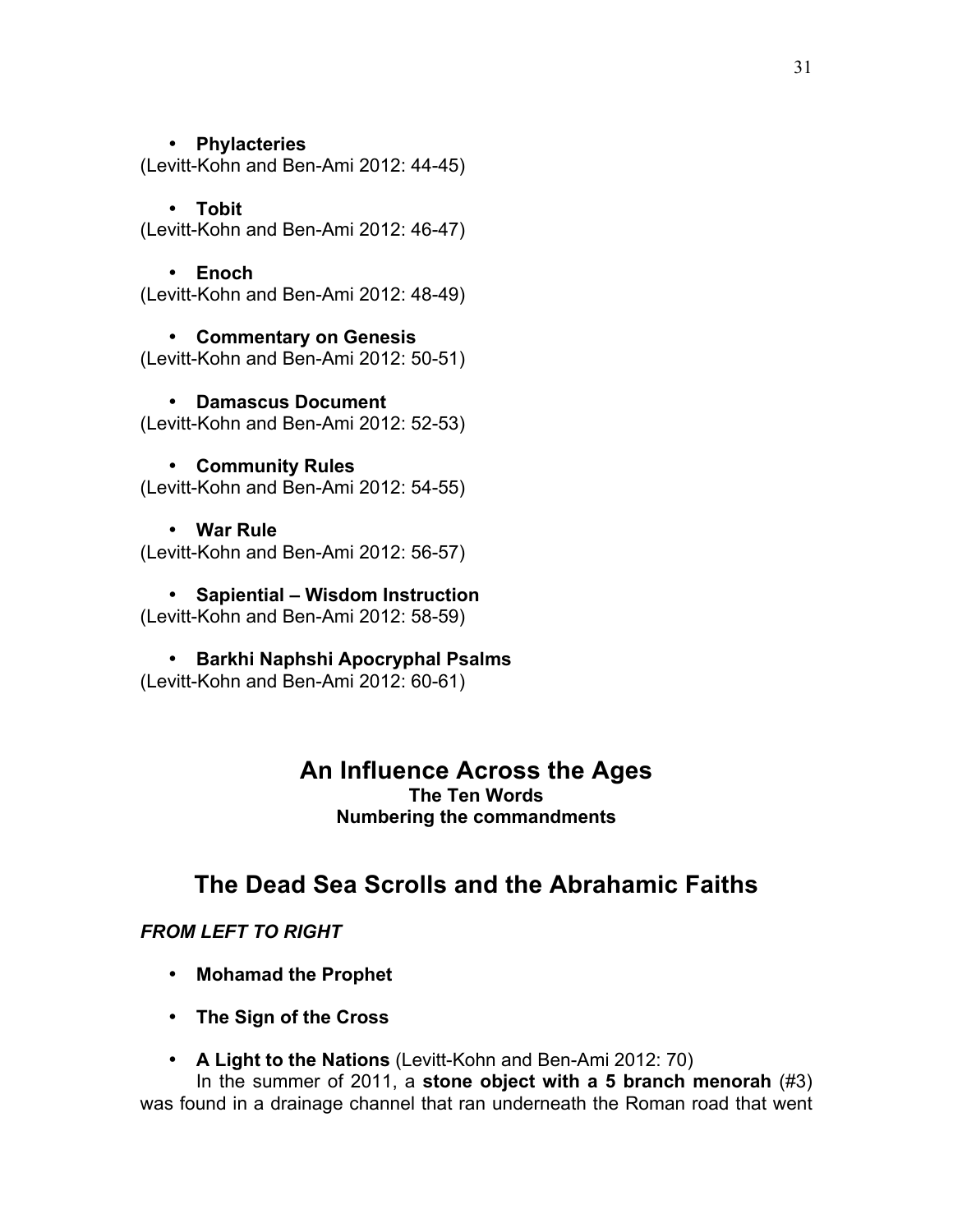- **Phylacteries**

(Levitt-Kohn and Ben-Ami 2012: 44-45)

- **Tobit**

(Levitt-Kohn and Ben-Ami 2012: 46-47)

- **Enoch**

(Levitt-Kohn and Ben-Ami 2012: 48-49)

- **Commentary on Genesis**

(Levitt-Kohn and Ben-Ami 2012: 50-51)

- **Damascus Document**

(Levitt-Kohn and Ben-Ami 2012: 52-53)

- **Community Rules**

(Levitt-Kohn and Ben-Ami 2012: 54-55)

- **War Rule**

(Levitt-Kohn and Ben-Ami 2012: 56-57)

- **Sapiential – Wisdom Instruction**

(Levitt-Kohn and Ben-Ami 2012: 58-59)

- **Barkhi Naphshi Apocryphal Psalms**

(Levitt-Kohn and Ben-Ami 2012: 60-61)

## An Influence Across the Ages

**The Ten Words**

**Numbering the commandments**

## The Dead Sea Scrolls and the Abrahamic Faiths

***FROM LEFT TO RIGHT***

- **Mohamad the Prophet**
- **The Sign of the Cross**
- **A Light to the Nations** (Levitt-Kohn and Ben-Ami 2012: 70)

In the summer of 2011, a **stone object with a 5 branch menorah** (#3) was found in a drainage channel that ran underneath the Roman road that went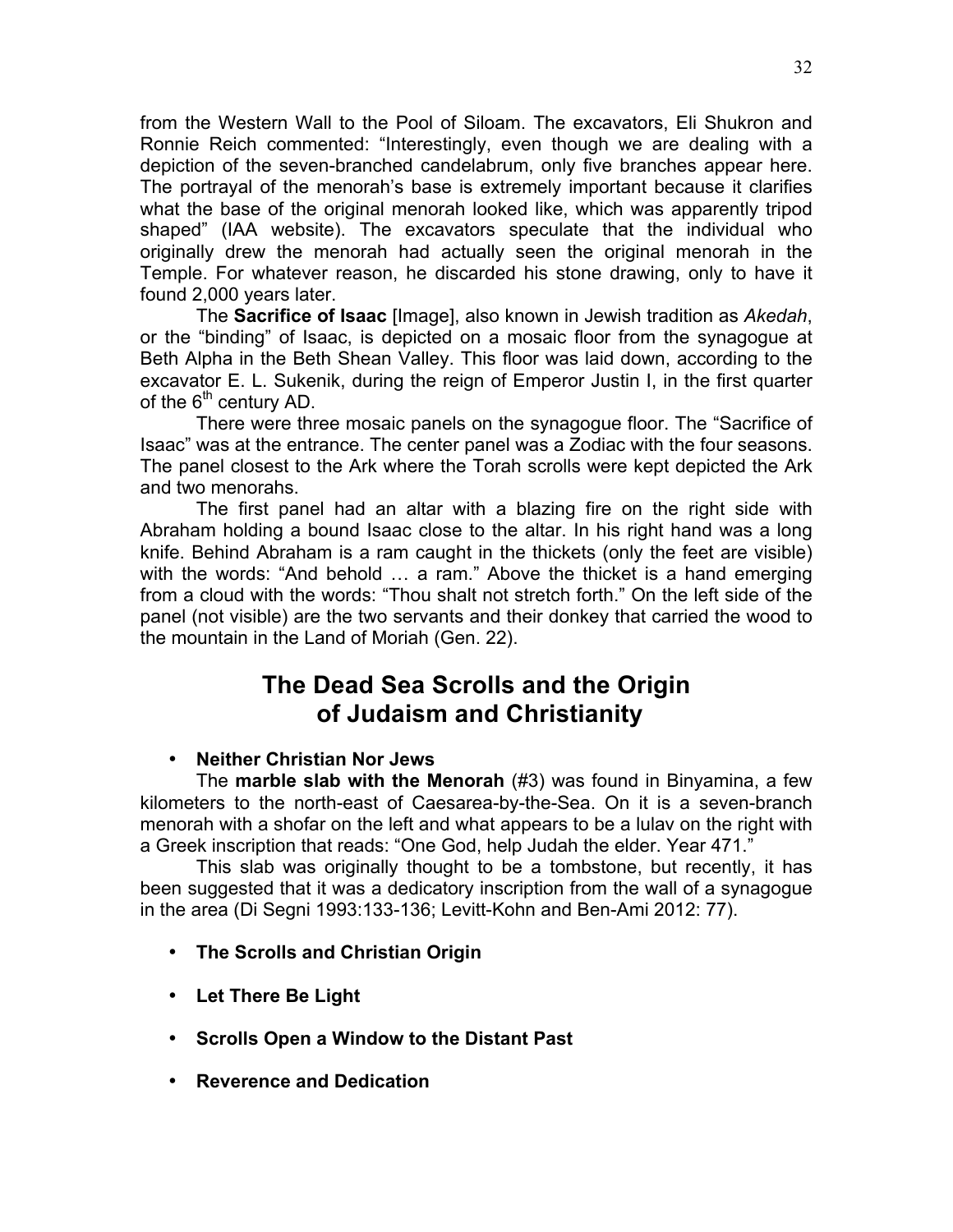from the Western Wall to the Pool of Siloam. The excavators, Eli Shukron and Ronnie Reich commented: "Interestingly, even though we are dealing with a depiction of the seven-branched candelabrum, only five branches appear here. The portrayal of the menorah's base is extremely important because it clarifies what the base of the original menorah looked like, which was apparently tripod shaped" (IAA website). The excavators speculate that the individual who originally drew the menorah had actually seen the original menorah in the Temple. For whatever reason, he discarded his stone drawing, only to have it found 2,000 years later.

The **Sacrifice of Isaac** [Image], also known in Jewish tradition as *Akedah*, or the "binding" of Isaac, is depicted on a mosaic floor from the synagogue at Beth Alpha in the Beth Shean Valley. This floor was laid down, according to the excavator E. L. Sukenik, during the reign of Emperor Justin I, in the first quarter of the 6th century AD.

There were three mosaic panels on the synagogue floor. The "Sacrifice of Isaac" was at the entrance. The center panel was a Zodiac with the four seasons. The panel closest to the Ark where the Torah scrolls were kept depicted the Ark and two menorahs.

The first panel had an altar with a blazing fire on the right side with Abraham holding a bound Isaac close to the altar. In his right hand was a long knife. Behind Abraham is a ram caught in the thickets (only the feet are visible) with the words: "And behold … a ram." Above the thicket is a hand emerging from a cloud with the words: "Thou shalt not stretch forth." On the left side of the panel (not visible) are the two servants and their donkey that carried the wood to the mountain in the Land of Moriah (Gen. 22).

## The Dead Sea Scrolls and the Origin of Judaism and Christianity

- **Neither Christian Nor Jews**

The **marble slab with the Menorah** (#3) was found in Binyamina, a few kilometers to the north-east of Caesarea-by-the-Sea. On it is a seven-branch menorah with a shofar on the left and what appears to be a lulav on the right with a Greek inscription that reads: "One God, help Judah the elder. Year 471."

This slab was originally thought to be a tombstone, but recently, it has been suggested that it was a dedicatory inscription from the wall of a synagogue in the area (Di Segni 1993:133-136; Levitt-Kohn and Ben-Ami 2012: 77).

- **The Scrolls and Christian Origin**
- **Let There Be Light**
- **Scrolls Open a Window to the Distant Past**
- **Reverence and Dedication**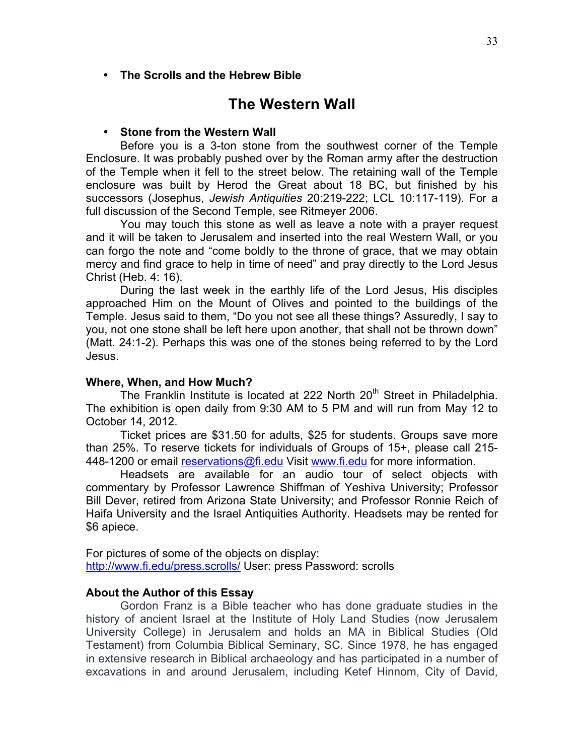- **The Scrolls and the Hebrew Bible**

## The Western Wall

- **Stone from the Western Wall**

Before you is a 3-ton stone from the southwest corner of the Temple Enclosure. It was probably pushed over by the Roman army after the destruction of the Temple when it fell to the street below. The retaining wall of the Temple enclosure was built by Herod the Great about 18 BC, but finished by his successors (Josephus, *Jewish Antiquities* 20:219-222; LCL 10:117-119). For a full discussion of the Second Temple, see Ritmeyer 2006.

You may touch this stone as well as leave a note with a prayer request and it will be taken to Jerusalem and inserted into the real Western Wall, or you can forgo the note and "come boldly to the throne of grace, that we may obtain mercy and find grace to help in time of need" and pray directly to the Lord Jesus Christ (Heb. 4: 16).

During the last week in the earthly life of the Lord Jesus, His disciples approached Him on the Mount of Olives and pointed to the buildings of the Temple. Jesus said to them, "Do you not see all these things? Assuredly, I say to you, not one stone shall be left here upon another, that shall not be thrown down" (Matt. 24:1-2). Perhaps this was one of the stones being referred to by the Lord Jesus.

### Where, When, and How Much?

The Franklin Institute is located at 222 North 20th Street in Philadelphia. The exhibition is open daily from 9:30 AM to 5 PM and will run from May 12 to October 14, 2012.

Ticket prices are $31.50 for adults, $25 for students. Groups save more than 25%. To reserve tickets for individuals of Groups of 15+, please call 215-448-1200 or email reservations@fi.edu Visit www.fi.edu for more information.

Headsets are available for an audio tour of select objects with commentary by Professor Lawrence Shiffman of Yeshiva University; Professor Bill Dever, retired from Arizona State University; and Professor Ronnie Reich of Haifa University and the Israel Antiquities Authority. Headsets may be rented for $6 apiece.

For pictures of some of the objects on display:
http://www.fi.edu/press.scrolls/ User: press Password: scrolls

### About the Author of this Essay

Gordon Franz is a Bible teacher who has done graduate studies in the history of ancient Israel at the Institute of Holy Land Studies (now Jerusalem University College) in Jerusalem and holds an MA in Biblical Studies (Old Testament) from Columbia Biblical Seminary, SC. Since 1978, he has engaged in extensive research in Biblical archaeology and has participated in a number of excavations in and around Jerusalem, including Ketef Hinnom, City of David,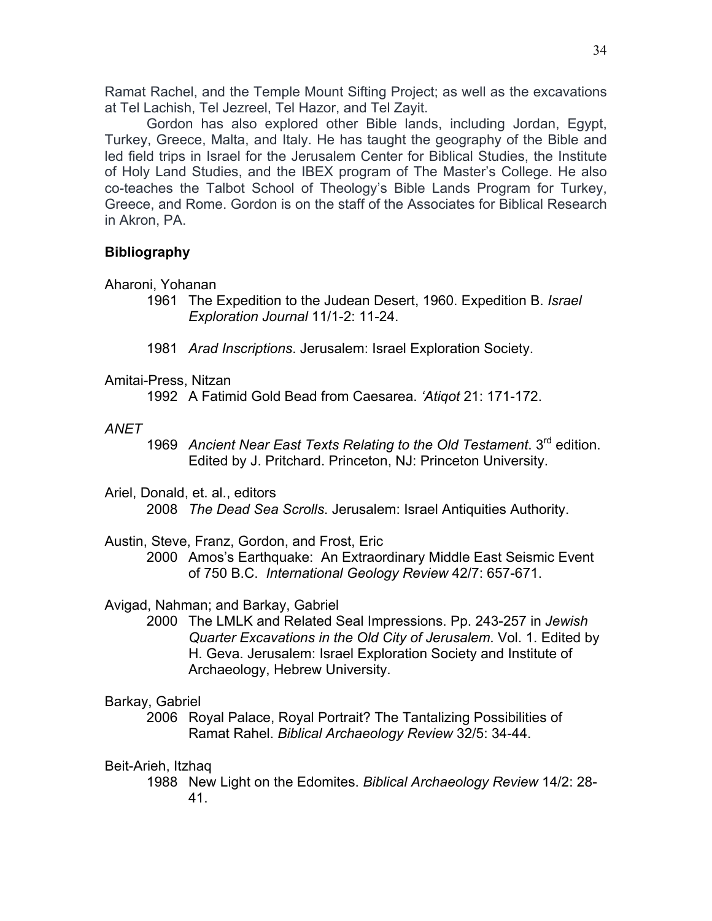Ramat Rachel, and the Temple Mount Sifting Project; as well as the excavations at Tel Lachish, Tel Jezreel, Tel Hazor, and Tel Zayit.

Gordon has also explored other Bible lands, including Jordan, Egypt, Turkey, Greece, Malta, and Italy. He has taught the geography of the Bible and led field trips in Israel for the Jerusalem Center for Biblical Studies, the Institute of Holy Land Studies, and the IBEX program of The Master's College. He also co-teaches the Talbot School of Theology's Bible Lands Program for Turkey, Greece, and Rome. Gordon is on the staff of the Associates for Biblical Research in Akron, PA.

## Bibliography

Aharoni, Yohanan

1961 The Expedition to the Judean Desert, 1960. Expedition B. *Israel Exploration Journal* 11/1-2: 11-24.

1981 *Arad Inscriptions*. Jerusalem: Israel Exploration Society.

Amitai-Press, Nitzan

1992 A Fatimid Gold Bead from Caesarea. *'Atiqot* 21: 171-172.

*ANET*

1969 *Ancient Near East Texts Relating to the Old Testament*. 3rd edition. Edited by J. Pritchard. Princeton, NJ: Princeton University.

Ariel, Donald, et. al., editors

2008 *The Dead Sea Scrolls*. Jerusalem: Israel Antiquities Authority.

Austin, Steve, Franz, Gordon, and Frost, Eric

2000 Amos's Earthquake: An Extraordinary Middle East Seismic Event of 750 B.C. *International Geology Review* 42/7: 657-671.

Avigad, Nahman; and Barkay, Gabriel

2000 The LMLK and Related Seal Impressions. Pp. 243-257 in *Jewish Quarter Excavations in the Old City of Jerusalem*. Vol. 1. Edited by H. Geva. Jerusalem: Israel Exploration Society and Institute of Archaeology, Hebrew University.

Barkay, Gabriel

2006 Royal Palace, Royal Portrait? The Tantalizing Possibilities of Ramat Rahel. *Biblical Archaeology Review* 32/5: 34-44.

Beit-Arieh, Itzhaq

1988 New Light on the Edomites. *Biblical Archaeology Review* 14/2: 28-41.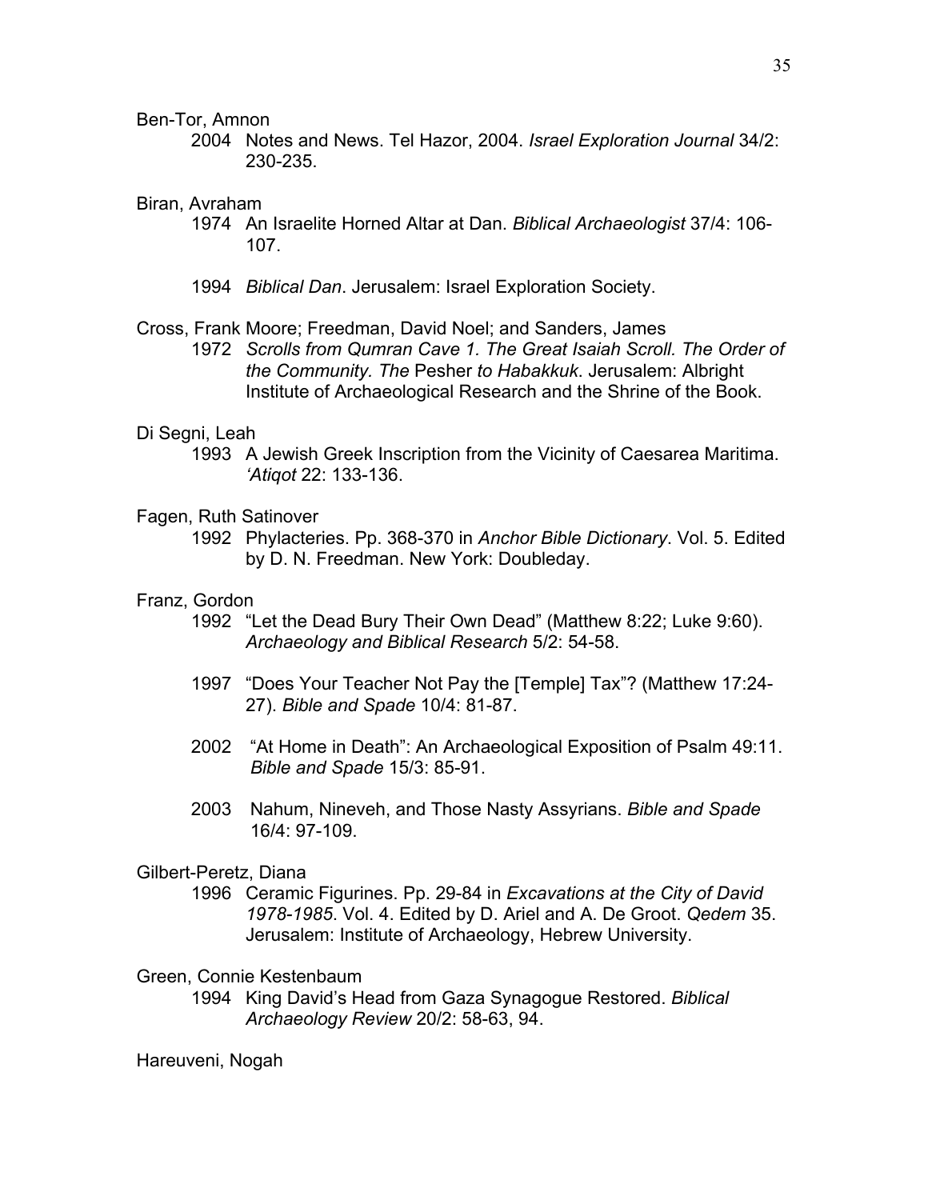Ben-Tor, Amnon

2004 Notes and News. Tel Hazor, 2004. *Israel Exploration Journal* 34/2: 230-235.

Biran, Avraham

1974 An Israelite Horned Altar at Dan. *Biblical Archaeologist* 37/4: 106-107.

1994 *Biblical Dan*. Jerusalem: Israel Exploration Society.

Cross, Frank Moore; Freedman, David Noel; and Sanders, James

1972 *Scrolls from Qumran Cave 1. The Great Isaiah Scroll. The Order of the Community. The* Pesher *to Habakkuk*. Jerusalem: Albright Institute of Archaeological Research and the Shrine of the Book.

Di Segni, Leah

1993 A Jewish Greek Inscription from the Vicinity of Caesarea Maritima. *'Atiqot* 22: 133-136.

Fagen, Ruth Satinover

1992 Phylacteries. Pp. 368-370 in *Anchor Bible Dictionary*. Vol. 5. Edited by D. N. Freedman. New York: Doubleday.

Franz, Gordon

1992 "Let the Dead Bury Their Own Dead" (Matthew 8:22; Luke 9:60). *Archaeology and Biblical Research* 5/2: 54-58.

1997 "Does Your Teacher Not Pay the [Temple] Tax"? (Matthew 17:24-27). *Bible and Spade* 10/4: 81-87.

2002 "At Home in Death": An Archaeological Exposition of Psalm 49:11. *Bible and Spade* 15/3: 85-91.

2003 Nahum, Nineveh, and Those Nasty Assyrians. *Bible and Spade* 16/4: 97-109.

Gilbert-Peretz, Diana

1996 Ceramic Figurines. Pp. 29-84 in *Excavations at the City of David 1978-1985*. Vol. 4. Edited by D. Ariel and A. De Groot. *Qedem* 35. Jerusalem: Institute of Archaeology, Hebrew University.

Green, Connie Kestenbaum

1994 King David's Head from Gaza Synagogue Restored. *Biblical Archaeology Review* 20/2: 58-63, 94.

Hareuveni, Nogah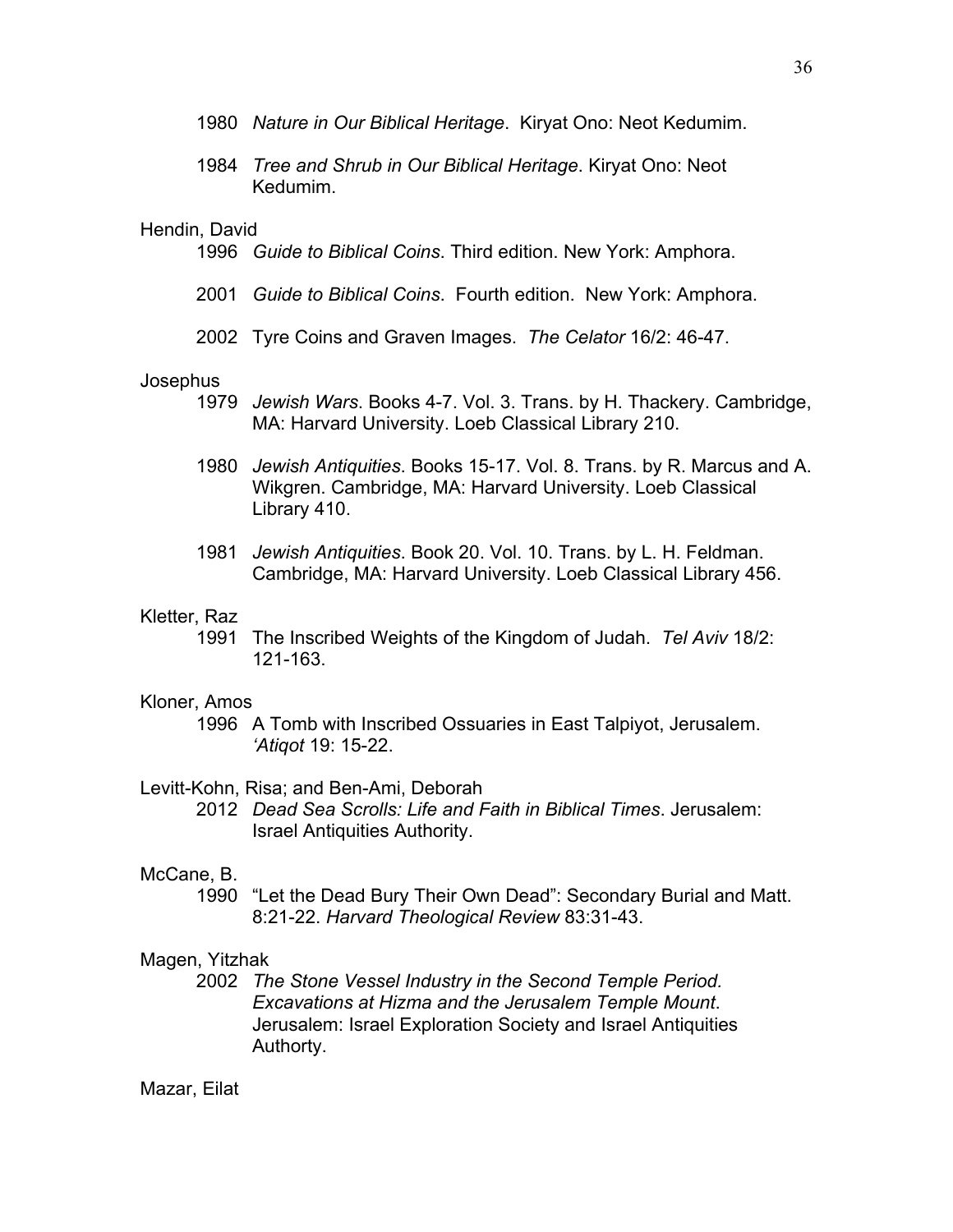1980 *Nature in Our Biblical Heritage*. Kiryat Ono: Neot Kedumim.

1984 *Tree and Shrub in Our Biblical Heritage*. Kiryat Ono: Neot Kedumim.

Hendin, David

1996 *Guide to Biblical Coins*. Third edition. New York: Amphora.

2001 *Guide to Biblical Coins*. Fourth edition. New York: Amphora.

2002 Tyre Coins and Graven Images. *The Celator* 16/2: 46-47.

Josephus

1979 *Jewish Wars*. Books 4-7. Vol. 3. Trans. by H. Thackery. Cambridge, MA: Harvard University. Loeb Classical Library 210.

1980 *Jewish Antiquities*. Books 15-17. Vol. 8. Trans. by R. Marcus and A. Wikgren. Cambridge, MA: Harvard University. Loeb Classical Library 410.

1981 *Jewish Antiquities*. Book 20. Vol. 10. Trans. by L. H. Feldman. Cambridge, MA: Harvard University. Loeb Classical Library 456.

Kletter, Raz

1991 The Inscribed Weights of the Kingdom of Judah. *Tel Aviv* 18/2: 121-163.

Kloner, Amos

1996 A Tomb with Inscribed Ossuaries in East Talpiyot, Jerusalem. *'Atiqot* 19: 15-22.

Levitt-Kohn, Risa; and Ben-Ami, Deborah

2012 *Dead Sea Scrolls: Life and Faith in Biblical Times*. Jerusalem: Israel Antiquities Authority.

McCane, B.

1990 "Let the Dead Bury Their Own Dead": Secondary Burial and Matt. 8:21-22. *Harvard Theological Review* 83:31-43.

Magen, Yitzhak

2002 *The Stone Vessel Industry in the Second Temple Period. Excavations at Hizma and the Jerusalem Temple Mount*. Jerusalem: Israel Exploration Society and Israel Antiquities Authorty.

Mazar, Eilat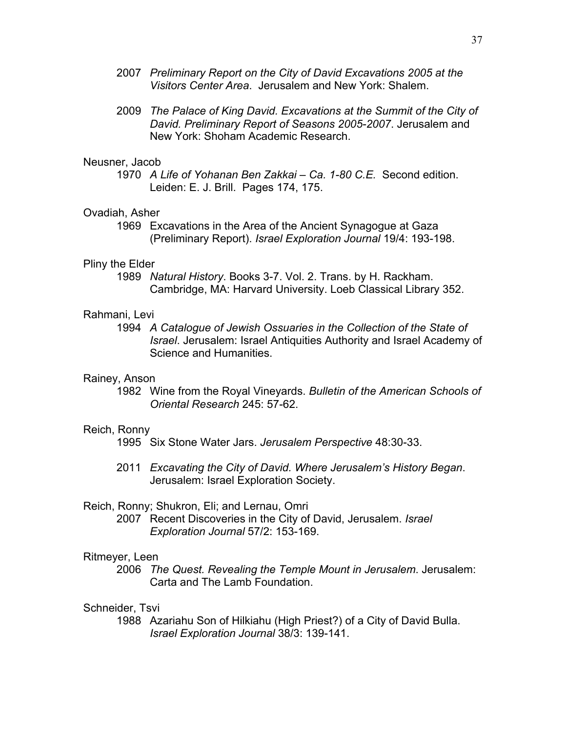2007 *Preliminary Report on the City of David Excavations 2005 at the Visitors Center Area*. Jerusalem and New York: Shalem.

2009 *The Palace of King David. Excavations at the Summit of the City of David. Preliminary Report of Seasons 2005-2007*. Jerusalem and New York: Shoham Academic Research.

Neusner, Jacob

1970 *A Life of Yohanan Ben Zakkai – Ca. 1-80 C.E.* Second edition. Leiden: E. J. Brill. Pages 174, 175.

Ovadiah, Asher

1969 Excavations in the Area of the Ancient Synagogue at Gaza (Preliminary Report). *Israel Exploration Journal* 19/4: 193-198.

Pliny the Elder

1989 *Natural History*. Books 3-7. Vol. 2. Trans. by H. Rackham. Cambridge, MA: Harvard University. Loeb Classical Library 352.

Rahmani, Levi

1994 *A Catalogue of Jewish Ossuaries in the Collection of the State of Israel*. Jerusalem: Israel Antiquities Authority and Israel Academy of Science and Humanities.

Rainey, Anson

1982 Wine from the Royal Vineyards. *Bulletin of the American Schools of Oriental Research* 245: 57-62.

Reich, Ronny

1995 Six Stone Water Jars. *Jerusalem Perspective* 48:30-33.

2011 *Excavating the City of David. Where Jerusalem's History Began*. Jerusalem: Israel Exploration Society.

Reich, Ronny; Shukron, Eli; and Lernau, Omri

2007 Recent Discoveries in the City of David, Jerusalem. *Israel Exploration Journal* 57/2: 153-169.

Ritmeyer, Leen

2006 *The Quest. Revealing the Temple Mount in Jerusalem*. Jerusalem: Carta and The Lamb Foundation.

Schneider, Tsvi

1988 Azariahu Son of Hilkiahu (High Priest?) of a City of David Bulla. *Israel Exploration Journal* 38/3: 139-141.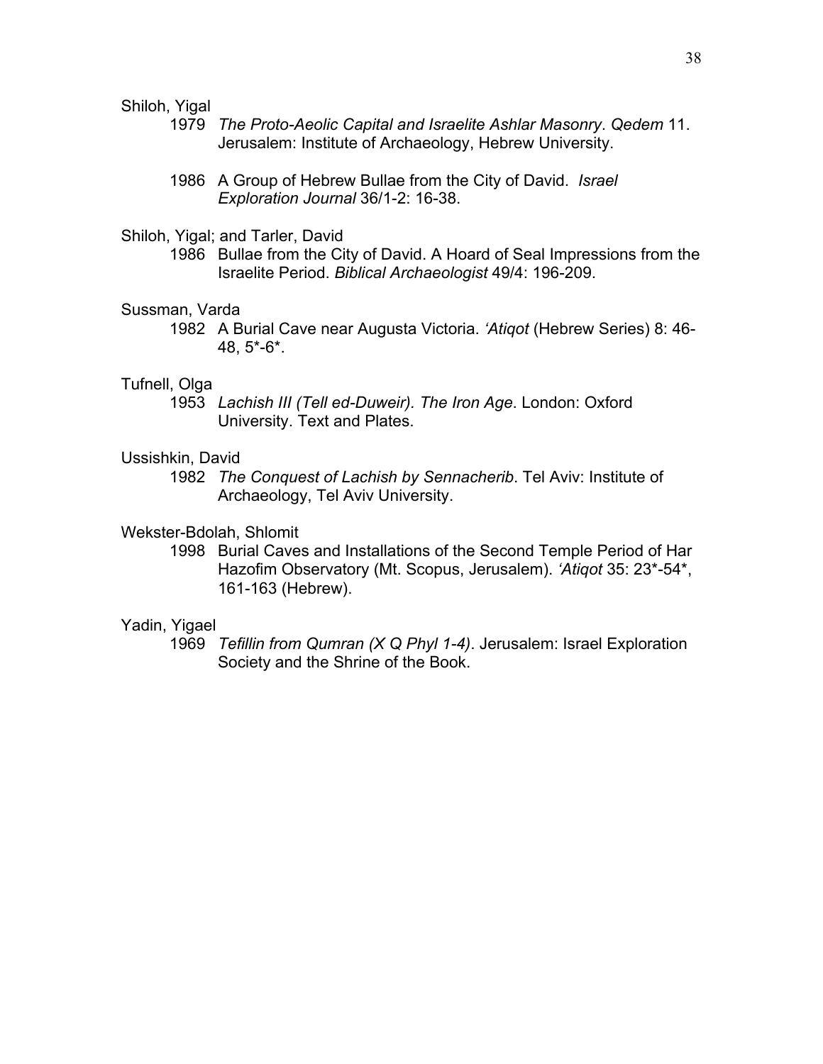Shiloh, Yigal

1979 *The Proto-Aeolic Capital and Israelite Ashlar Masonry*. *Qedem* 11. Jerusalem: Institute of Archaeology, Hebrew University.

1986 A Group of Hebrew Bullae from the City of David. *Israel Exploration Journal* 36/1-2: 16-38.

Shiloh, Yigal; and Tarler, David

1986 Bullae from the City of David. A Hoard of Seal Impressions from the Israelite Period. *Biblical Archaeologist* 49/4: 196-209.

Sussman, Varda

1982 A Burial Cave near Augusta Victoria. *'Atiqot* (Hebrew Series) 8: 46-48, 5*-6*.

Tufnell, Olga

1953 *Lachish III (Tell ed-Duweir). The Iron Age*. London: Oxford University. Text and Plates.

Ussishkin, David

1982 *The Conquest of Lachish by Sennacherib*. Tel Aviv: Institute of Archaeology, Tel Aviv University.

Wekster-Bdolah, Shlomit

1998 Burial Caves and Installations of the Second Temple Period of Har Hazofim Observatory (Mt. Scopus, Jerusalem). *'Atiqot* 35: 23*-54*, 161-163 (Hebrew).

Yadin, Yigael

1969 *Tefillin from Qumran (X Q Phyl 1-4)*. Jerusalem: Israel Exploration Society and the Shrine of the Book.